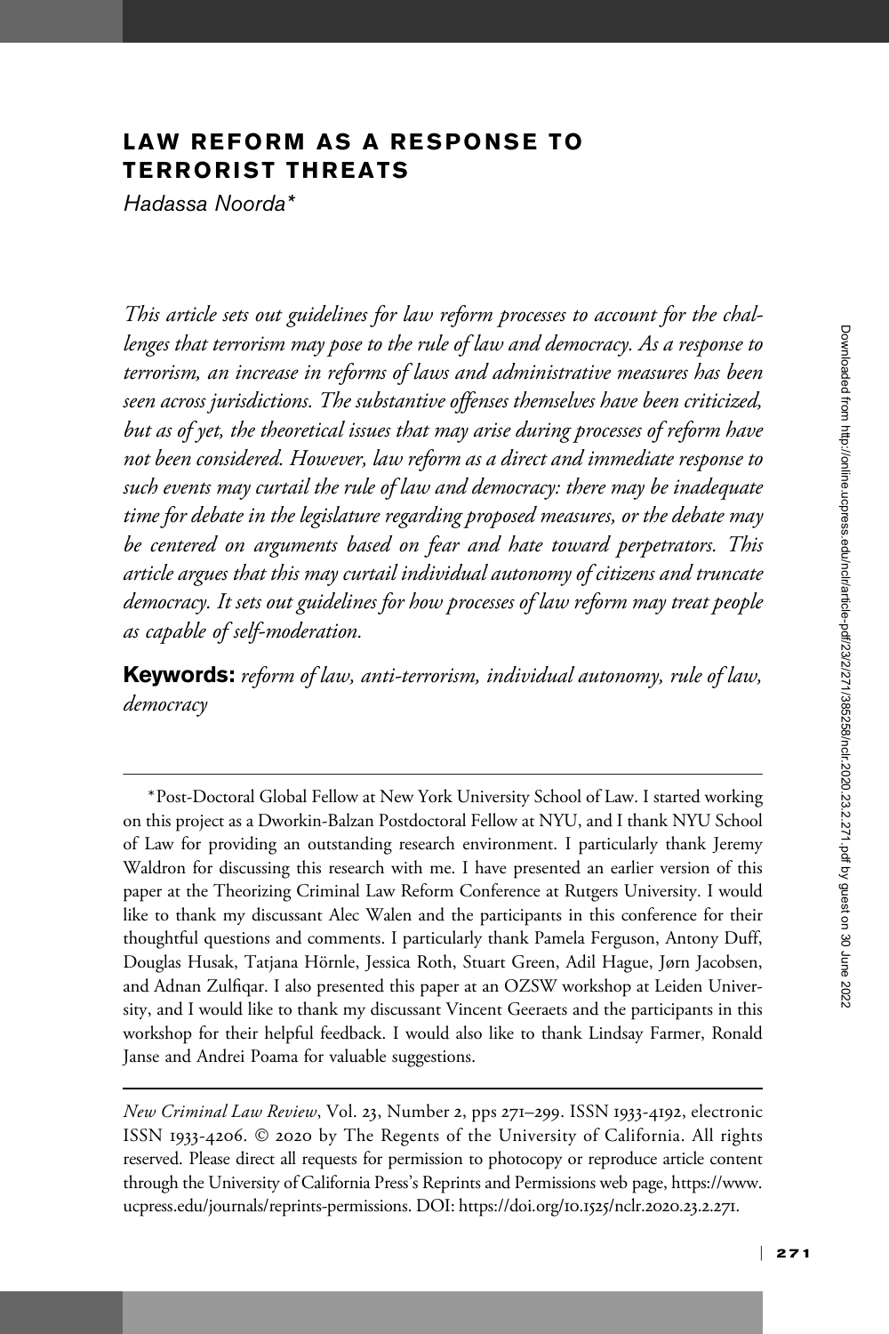# LAW REFORM AS A RESPONSE TO TERRORIST THREATS

*Hadassa Noorda\**

*This article sets out guidelines for law reform processes to account for the challenges that terrorism may pose to the rule of law and democracy. As a response to terrorism, an increase in reforms of laws and administrative measures has been seen across jurisdictions. The substantive offenses themselves have been criticized, but as of yet, the theoretical issues that may arise during processes of reform have not been considered. However, law reform as a direct and immediate response to such events may curtail the rule of law and democracy: there may be inadequate time for debate in the legislature regarding proposed measures, or the debate may be centered on arguments based on fear and hate toward perpetrators. This article argues that this may curtail individual autonomy of citizens and truncate democracy. It sets out guidelines for how processes of law reform may treat people as capable of self-moderation.*

**Keywords:** *reform of law, anti-terrorism, individual autonomy, rule of law, democracy*

---

\*Post-Doctoral Global Fellow at New York University School of Law. I started working on this project as a Dworkin-Balzan Postdoctoral Fellow at NYU, and I thank NYU School of Law for providing an outstanding research environment. I particularly thank Jeremy Waldron for discussing this research with me. I have presented an earlier version of this paper at the Theorizing Criminal Law Reform Conference at Rutgers University. I would like to thank my discussant Alec Walen and the participants in this conference for their thoughtful questions and comments. I particularly thank Pamela Ferguson, Antony Duff, Douglas Husak, Tatjana Hörnle, Jessica Roth, Stuart Green, Adil Hague, Jørn Jacobsen, and Adnan Zulfiqar. I also presented this paper at an OZSW workshop at Leiden University, and I would like to thank my discussant Vincent Geeraets and the participants in this workshop for their helpful feedback. I would also like to thank Lindsay Farmer, Ronald Janse and Andrei Poama for valuable suggestions.

---

*New Criminal Law Review*, Vol. 23, Number 2, pps 271–299. ISSN 1933-4192, electronic ISSN 1933-4206. © 2020 by The Regents of the University of California. All rights reserved. Please direct all requests for permission to photocopy or reproduce article content through the University of California Press's Reprints and Permissions web page, https://www.ucpress.edu/journals/reprints-permissions. DOI: https://doi.org/10.1525/nclr.2020.23.2.271.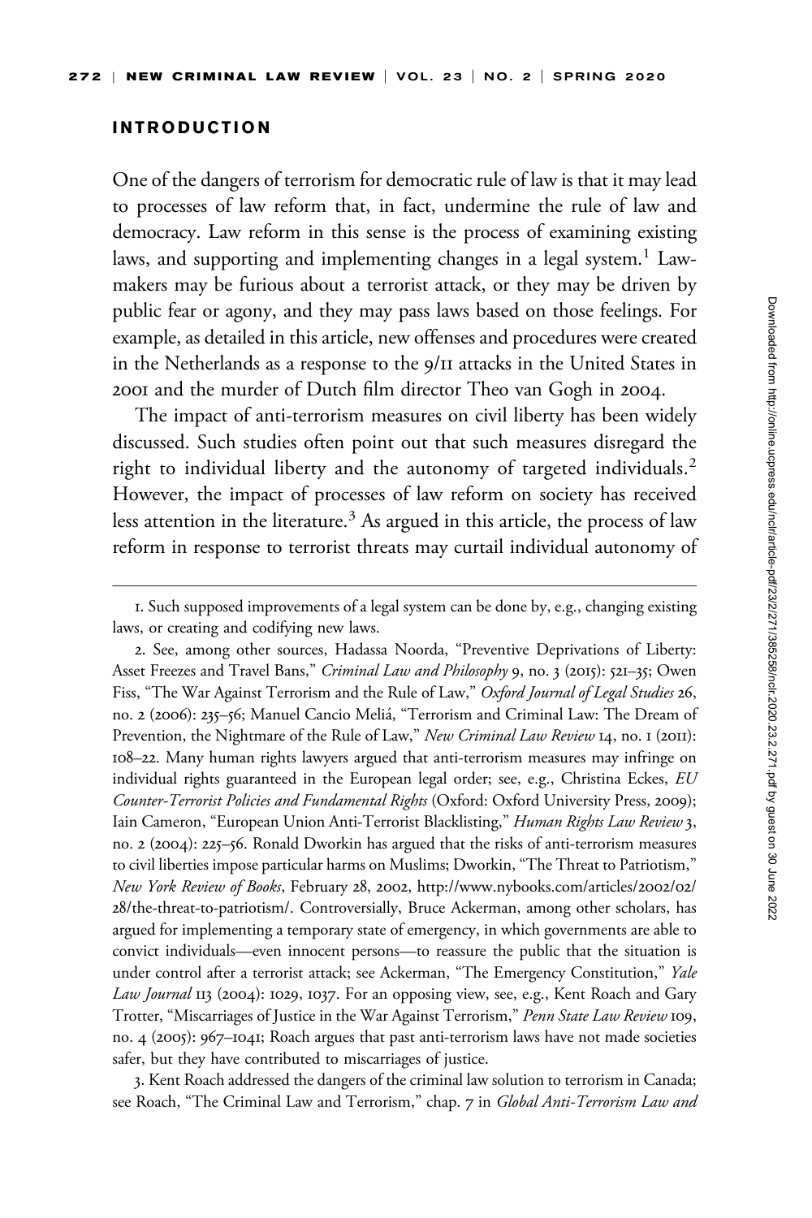## INTRODUCTION

One of the dangers of terrorism for democratic rule of law is that it may lead to processes of law reform that, in fact, undermine the rule of law and democracy. Law reform in this sense is the process of examining existing laws, and supporting and implementing changes in a legal system.[1] Lawmakers may be furious about a terrorist attack, or they may be driven by public fear or agony, and they may pass laws based on those feelings. For example, as detailed in this article, new offenses and procedures were created in the Netherlands as a response to the 9/11 attacks in the United States in 2001 and the murder of Dutch film director Theo van Gogh in 2004.

The impact of anti-terrorism measures on civil liberty has been widely discussed. Such studies often point out that such measures disregard the right to individual liberty and the autonomy of targeted individuals.[2] However, the impact of processes of law reform on society has received less attention in the literature.[3] As argued in this article, the process of law reform in response to terrorist threats may curtail individual autonomy of

---

1. Such supposed improvements of a legal system can be done by, e.g., changing existing laws, or creating and codifying new laws.

2. See, among other sources, Hadassa Noorda, "Preventive Deprivations of Liberty: Asset Freezes and Travel Bans," *Criminal Law and Philosophy* 9, no. 3 (2015): 521–35; Owen Fiss, "The War Against Terrorism and the Rule of Law," *Oxford Journal of Legal Studies* 26, no. 2 (2006): 235–56; Manuel Cancio Meliá, "Terrorism and Criminal Law: The Dream of Prevention, the Nightmare of the Rule of Law," *New Criminal Law Review* 14, no. 1 (2011): 108–22. Many human rights lawyers argued that anti-terrorism measures may infringe on individual rights guaranteed in the European legal order; see, e.g., Christina Eckes, *EU Counter-Terrorist Policies and Fundamental Rights* (Oxford: Oxford University Press, 2009); Iain Cameron, "European Union Anti-Terrorist Blacklisting," *Human Rights Law Review* 3, no. 2 (2004): 225–56. Ronald Dworkin has argued that the risks of anti-terrorism measures to civil liberties impose particular harms on Muslims; Dworkin, "The Threat to Patriotism," *New York Review of Books*, February 28, 2002, http://www.nybooks.com/articles/2002/02/28/the-threat-to-patriotism/. Controversially, Bruce Ackerman, among other scholars, has argued for implementing a temporary state of emergency, in which governments are able to convict individuals—even innocent persons—to reassure the public that the situation is under control after a terrorist attack; see Ackerman, "The Emergency Constitution," *Yale Law Journal* 113 (2004): 1029, 1037. For an opposing view, see, e.g., Kent Roach and Gary Trotter, "Miscarriages of Justice in the War Against Terrorism," *Penn State Law Review* 109, no. 4 (2005): 967–1041; Roach argues that past anti-terrorism laws have not made societies safer, but they have contributed to miscarriages of justice.

3. Kent Roach addressed the dangers of the criminal law solution to terrorism in Canada; see Roach, "The Criminal Law and Terrorism," chap. 7 in *Global Anti-Terrorism Law and*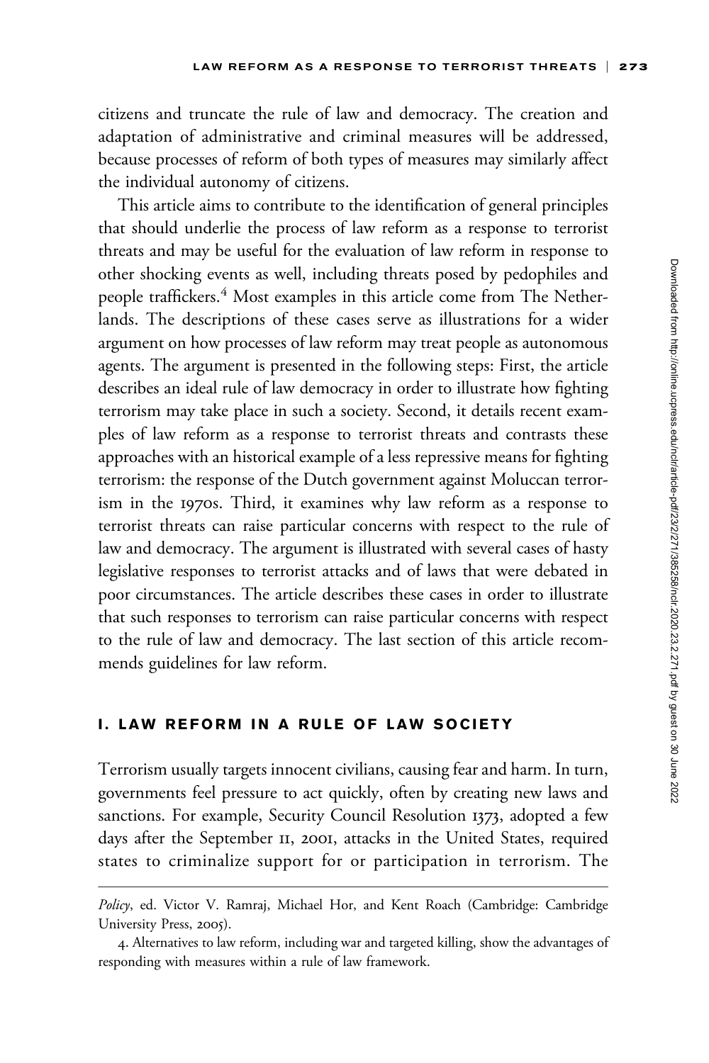citizens and truncate the rule of law and democracy. The creation and adaptation of administrative and criminal measures will be addressed, because processes of reform of both types of measures may similarly affect the individual autonomy of citizens.

This article aims to contribute to the identification of general principles that should underlie the process of law reform as a response to terrorist threats and may be useful for the evaluation of law reform in response to other shocking events as well, including threats posed by pedophiles and people traffickers.[4] Most examples in this article come from The Netherlands. The descriptions of these cases serve as illustrations for a wider argument on how processes of law reform may treat people as autonomous agents. The argument is presented in the following steps: First, the article describes an ideal rule of law democracy in order to illustrate how fighting terrorism may take place in such a society. Second, it details recent examples of law reform as a response to terrorist threats and contrasts these approaches with an historical example of a less repressive means for fighting terrorism: the response of the Dutch government against Moluccan terrorism in the 1970s. Third, it examines why law reform as a response to terrorist threats can raise particular concerns with respect to the rule of law and democracy. The argument is illustrated with several cases of hasty legislative responses to terrorist attacks and of laws that were debated in poor circumstances. The article describes these cases in order to illustrate that such responses to terrorism can raise particular concerns with respect to the rule of law and democracy. The last section of this article recommends guidelines for law reform.

## I. LAW REFORM IN A RULE OF LAW SOCIETY

Terrorism usually targets innocent civilians, causing fear and harm. In turn, governments feel pressure to act quickly, often by creating new laws and sanctions. For example, Security Council Resolution 1373, adopted a few days after the September 11, 2001, attacks in the United States, required states to criminalize support for or participation in terrorism. The

---

*Policy*, ed. Victor V. Ramraj, Michael Hor, and Kent Roach (Cambridge: Cambridge University Press, 2005).

4. Alternatives to law reform, including war and targeted killing, show the advantages of responding with measures within a rule of law framework.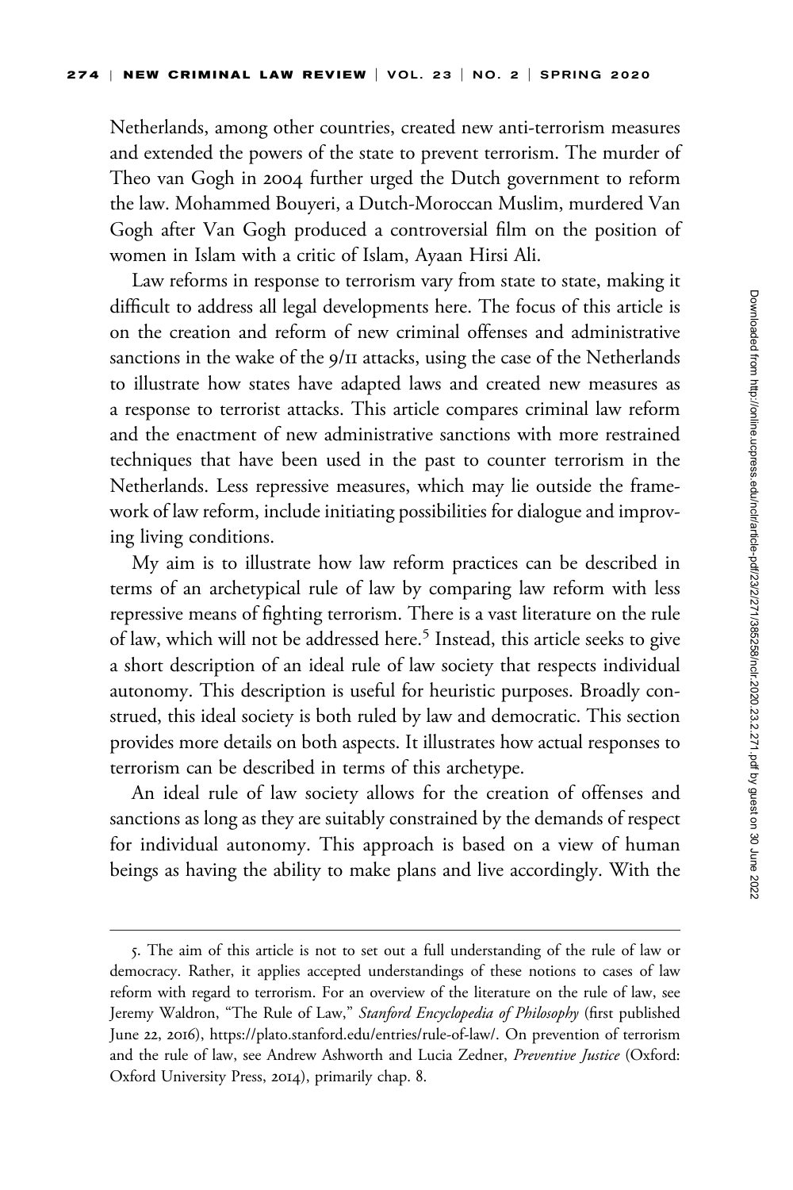Netherlands, among other countries, created new anti-terrorism measures and extended the powers of the state to prevent terrorism. The murder of Theo van Gogh in 2004 further urged the Dutch government to reform the law. Mohammed Bouyeri, a Dutch-Moroccan Muslim, murdered Van Gogh after Van Gogh produced a controversial film on the position of women in Islam with a critic of Islam, Ayaan Hirsi Ali.

Law reforms in response to terrorism vary from state to state, making it difficult to address all legal developments here. The focus of this article is on the creation and reform of new criminal offenses and administrative sanctions in the wake of the 9/11 attacks, using the case of the Netherlands to illustrate how states have adapted laws and created new measures as a response to terrorist attacks. This article compares criminal law reform and the enactment of new administrative sanctions with more restrained techniques that have been used in the past to counter terrorism in the Netherlands. Less repressive measures, which may lie outside the framework of law reform, include initiating possibilities for dialogue and improving living conditions.

My aim is to illustrate how law reform practices can be described in terms of an archetypical rule of law by comparing law reform with less repressive means of fighting terrorism. There is a vast literature on the rule of law, which will not be addressed here.[5] Instead, this article seeks to give a short description of an ideal rule of law society that respects individual autonomy. This description is useful for heuristic purposes. Broadly construed, this ideal society is both ruled by law and democratic. This section provides more details on both aspects. It illustrates how actual responses to terrorism can be described in terms of this archetype.

An ideal rule of law society allows for the creation of offenses and sanctions as long as they are suitably constrained by the demands of respect for individual autonomy. This approach is based on a view of human beings as having the ability to make plans and live accordingly. With the

---

5. The aim of this article is not to set out a full understanding of the rule of law or democracy. Rather, it applies accepted understandings of these notions to cases of law reform with regard to terrorism. For an overview of the literature on the rule of law, see Jeremy Waldron, "The Rule of Law," *Stanford Encyclopedia of Philosophy* (first published June 22, 2016), https://plato.stanford.edu/entries/rule-of-law/. On prevention of terrorism and the rule of law, see Andrew Ashworth and Lucia Zedner, *Preventive Justice* (Oxford: Oxford University Press, 2014), primarily chap. 8.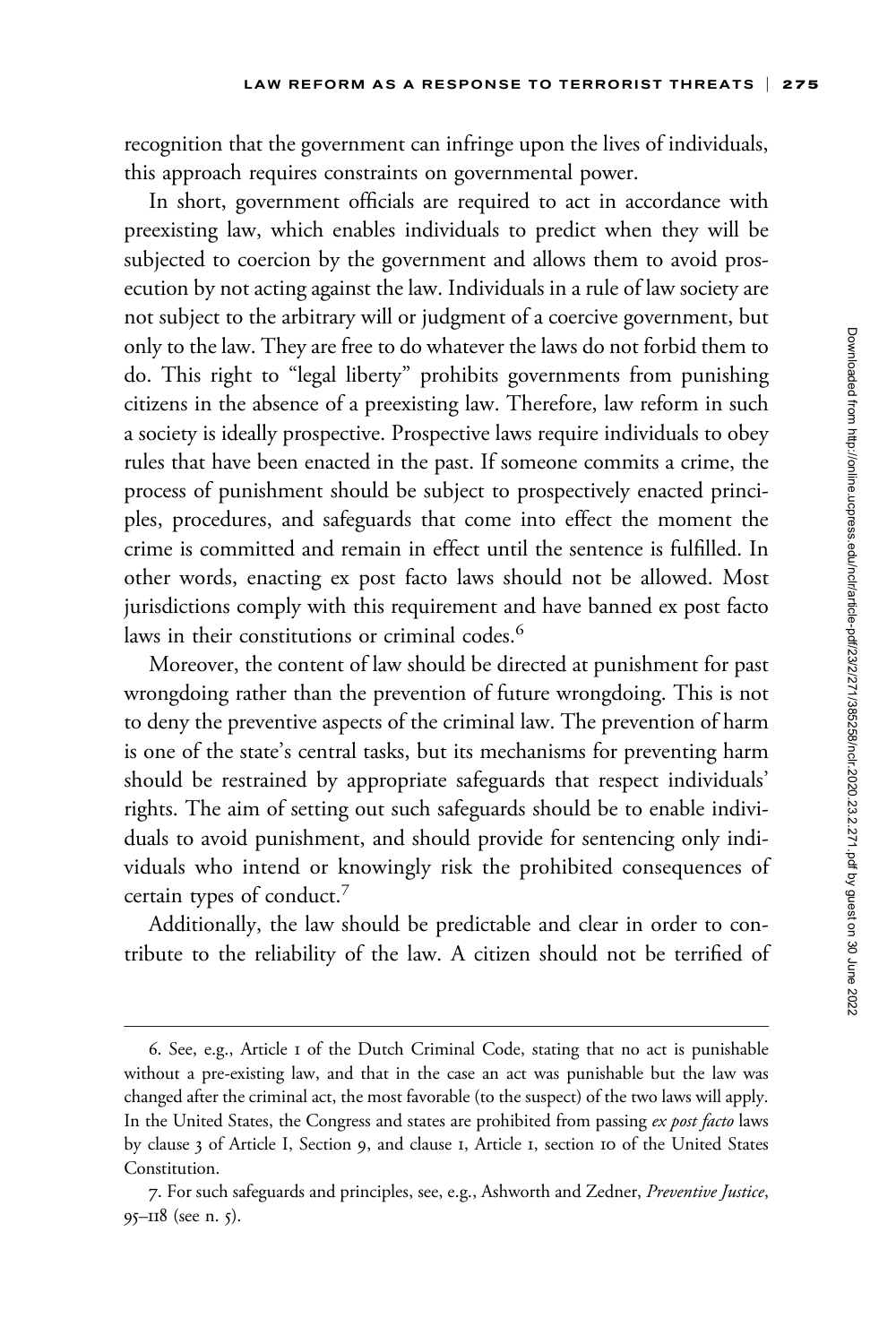recognition that the government can infringe upon the lives of individuals, this approach requires constraints on governmental power.

In short, government officials are required to act in accordance with preexisting law, which enables individuals to predict when they will be subjected to coercion by the government and allows them to avoid prosecution by not acting against the law. Individuals in a rule of law society are not subject to the arbitrary will or judgment of a coercive government, but only to the law. They are free to do whatever the laws do not forbid them to do. This right to "legal liberty" prohibits governments from punishing citizens in the absence of a preexisting law. Therefore, law reform in such a society is ideally prospective. Prospective laws require individuals to obey rules that have been enacted in the past. If someone commits a crime, the process of punishment should be subject to prospectively enacted principles, procedures, and safeguards that come into effect the moment the crime is committed and remain in effect until the sentence is fulfilled. In other words, enacting ex post facto laws should not be allowed. Most jurisdictions comply with this requirement and have banned ex post facto laws in their constitutions or criminal codes.[6]

Moreover, the content of law should be directed at punishment for past wrongdoing rather than the prevention of future wrongdoing. This is not to deny the preventive aspects of the criminal law. The prevention of harm is one of the state's central tasks, but its mechanisms for preventing harm should be restrained by appropriate safeguards that respect individuals' rights. The aim of setting out such safeguards should be to enable individuals to avoid punishment, and should provide for sentencing only individuals who intend or knowingly risk the prohibited consequences of certain types of conduct.[7]

Additionally, the law should be predictable and clear in order to contribute to the reliability of the law. A citizen should not be terrified of

6. See, e.g., Article 1 of the Dutch Criminal Code, stating that no act is punishable without a pre-existing law, and that in the case an act was punishable but the law was changed after the criminal act, the most favorable (to the suspect) of the two laws will apply. In the United States, the Congress and states are prohibited from passing *ex post facto* laws by clause 3 of Article I, Section 9, and clause 1, Article 1, section 10 of the United States Constitution.

7. For such safeguards and principles, see, e.g., Ashworth and Zedner, *Preventive Justice*, 95–118 (see n. 5).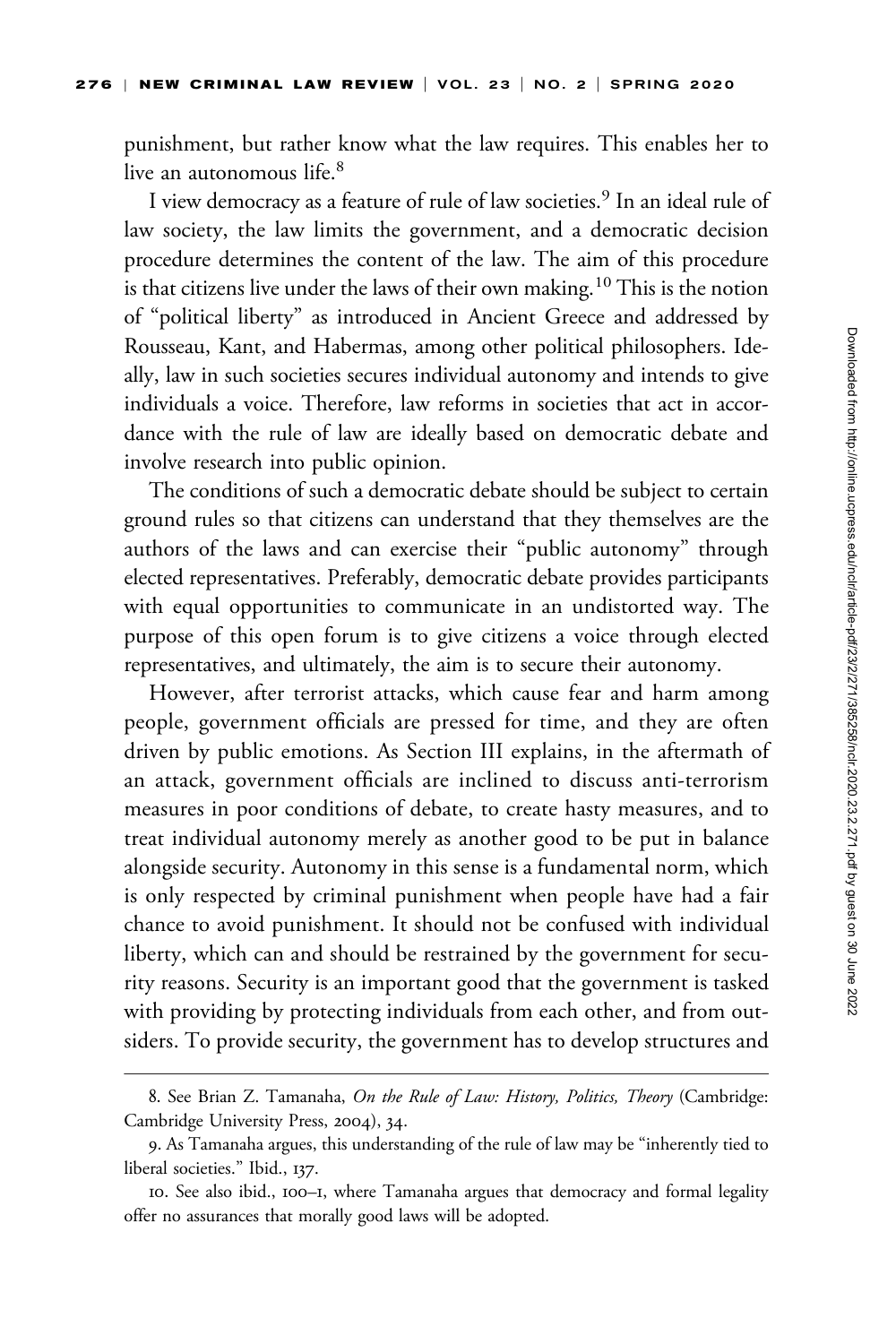punishment, but rather know what the law requires. This enables her to live an autonomous life.[8]

I view democracy as a feature of rule of law societies.[9] In an ideal rule of law society, the law limits the government, and a democratic decision procedure determines the content of the law. The aim of this procedure is that citizens live under the laws of their own making.[10] This is the notion of "political liberty" as introduced in Ancient Greece and addressed by Rousseau, Kant, and Habermas, among other political philosophers. Ideally, law in such societies secures individual autonomy and intends to give individuals a voice. Therefore, law reforms in societies that act in accordance with the rule of law are ideally based on democratic debate and involve research into public opinion.

The conditions of such a democratic debate should be subject to certain ground rules so that citizens can understand that they themselves are the authors of the laws and can exercise their "public autonomy" through elected representatives. Preferably, democratic debate provides participants with equal opportunities to communicate in an undistorted way. The purpose of this open forum is to give citizens a voice through elected representatives, and ultimately, the aim is to secure their autonomy.

However, after terrorist attacks, which cause fear and harm among people, government officials are pressed for time, and they are often driven by public emotions. As Section III explains, in the aftermath of an attack, government officials are inclined to discuss anti-terrorism measures in poor conditions of debate, to create hasty measures, and to treat individual autonomy merely as another good to be put in balance alongside security. Autonomy in this sense is a fundamental norm, which is only respected by criminal punishment when people have had a fair chance to avoid punishment. It should not be confused with individual liberty, which can and should be restrained by the government for security reasons. Security is an important good that the government is tasked with providing by protecting individuals from each other, and from outsiders. To provide security, the government has to develop structures and

8. See Brian Z. Tamanaha, *On the Rule of Law: History, Politics, Theory* (Cambridge: Cambridge University Press, 2004), 34.

9. As Tamanaha argues, this understanding of the rule of law may be "inherently tied to liberal societies." Ibid., 137.

10. See also ibid., 100–1, where Tamanaha argues that democracy and formal legality offer no assurances that morally good laws will be adopted.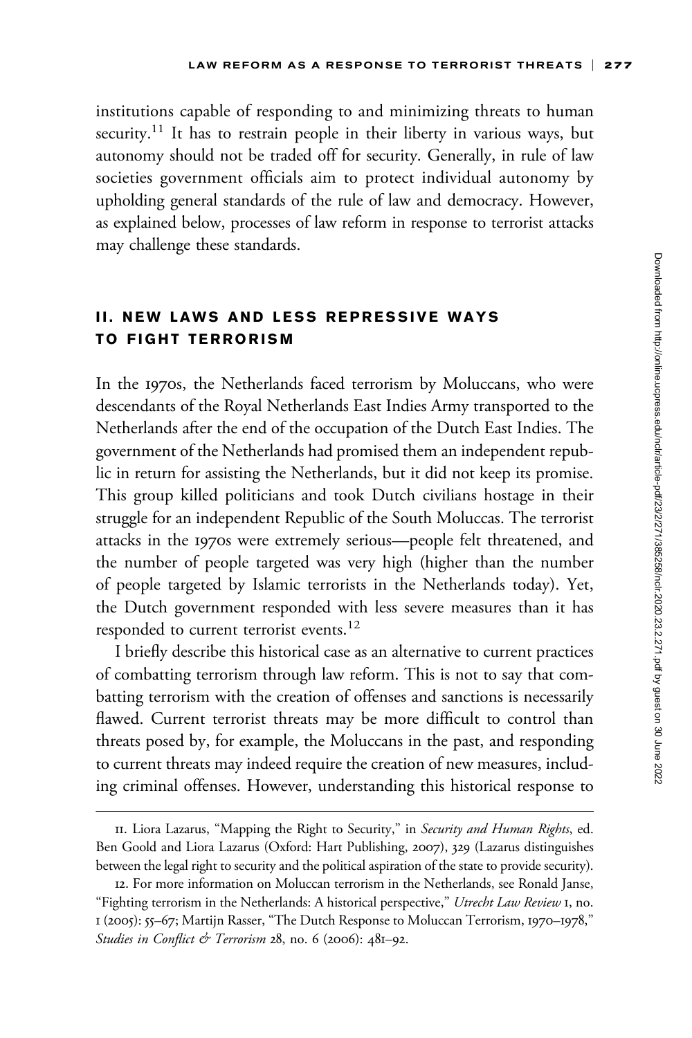institutions capable of responding to and minimizing threats to human security.[11] It has to restrain people in their liberty in various ways, but autonomy should not be traded off for security. Generally, in rule of law societies government officials aim to protect individual autonomy by upholding general standards of the rule of law and democracy. However, as explained below, processes of law reform in response to terrorist attacks may challenge these standards.

## II. NEW LAWS AND LESS REPRESSIVE WAYS TO FIGHT TERRORISM

In the 1970s, the Netherlands faced terrorism by Moluccans, who were descendants of the Royal Netherlands East Indies Army transported to the Netherlands after the end of the occupation of the Dutch East Indies. The government of the Netherlands had promised them an independent republic in return for assisting the Netherlands, but it did not keep its promise. This group killed politicians and took Dutch civilians hostage in their struggle for an independent Republic of the South Moluccas. The terrorist attacks in the 1970s were extremely serious—people felt threatened, and the number of people targeted was very high (higher than the number of people targeted by Islamic terrorists in the Netherlands today). Yet, the Dutch government responded with less severe measures than it has responded to current terrorist events.[12]

I briefly describe this historical case as an alternative to current practices of combatting terrorism through law reform. This is not to say that combatting terrorism with the creation of offenses and sanctions is necessarily flawed. Current terrorist threats may be more difficult to control than threats posed by, for example, the Moluccans in the past, and responding to current threats may indeed require the creation of new measures, including criminal offenses. However, understanding this historical response to

---

11. Liora Lazarus, "Mapping the Right to Security," in *Security and Human Rights*, ed. Ben Goold and Liora Lazarus (Oxford: Hart Publishing, 2007), 329 (Lazarus distinguishes between the legal right to security and the political aspiration of the state to provide security).

12. For more information on Moluccan terrorism in the Netherlands, see Ronald Janse, "Fighting terrorism in the Netherlands: A historical perspective," *Utrecht Law Review* 1, no. 1 (2005): 55–67; Martijn Rasser, "The Dutch Response to Moluccan Terrorism, 1970–1978," *Studies in Conflict & Terrorism* 28, no. 6 (2006): 481–92.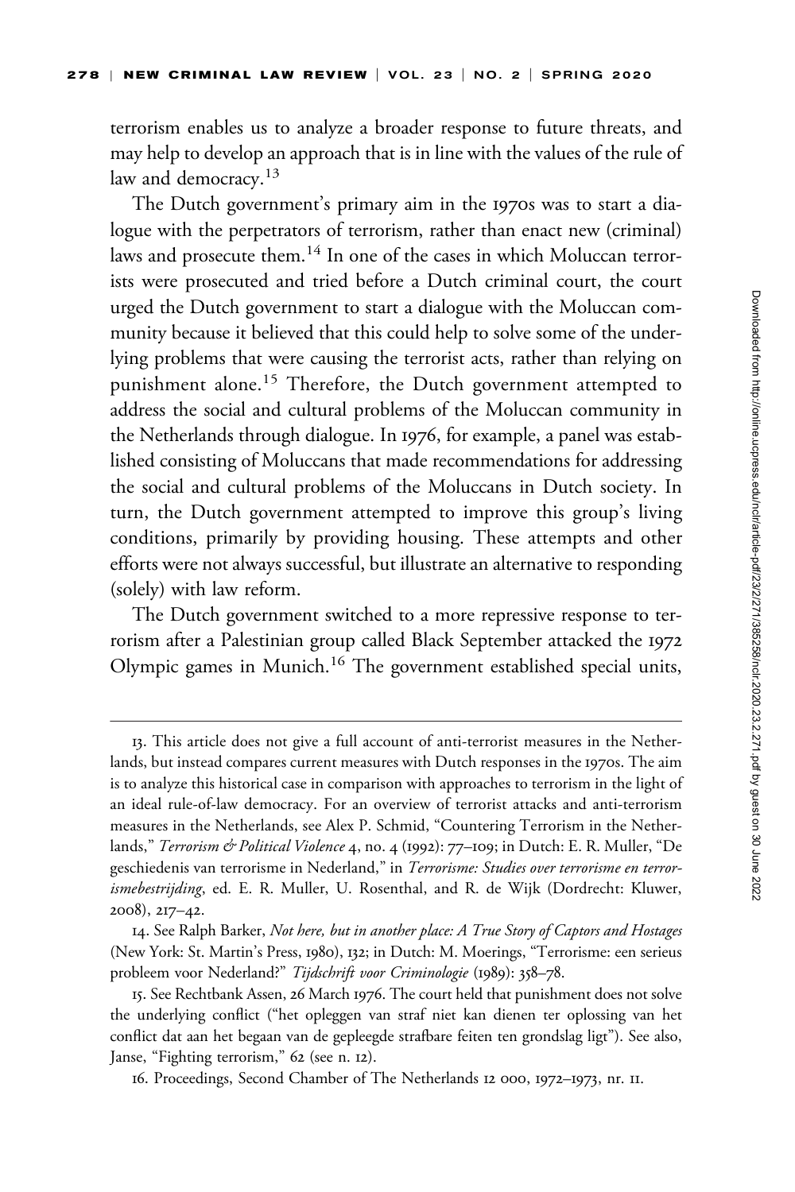terrorism enables us to analyze a broader response to future threats, and may help to develop an approach that is in line with the values of the rule of law and democracy.[13]

The Dutch government's primary aim in the 1970s was to start a dialogue with the perpetrators of terrorism, rather than enact new (criminal) laws and prosecute them.[14] In one of the cases in which Moluccan terrorists were prosecuted and tried before a Dutch criminal court, the court urged the Dutch government to start a dialogue with the Moluccan community because it believed that this could help to solve some of the underlying problems that were causing the terrorist acts, rather than relying on punishment alone.[15] Therefore, the Dutch government attempted to address the social and cultural problems of the Moluccan community in the Netherlands through dialogue. In 1976, for example, a panel was established consisting of Moluccans that made recommendations for addressing the social and cultural problems of the Moluccans in Dutch society. In turn, the Dutch government attempted to improve this group's living conditions, primarily by providing housing. These attempts and other efforts were not always successful, but illustrate an alternative to responding (solely) with law reform.

The Dutch government switched to a more repressive response to terrorism after a Palestinian group called Black September attacked the 1972 Olympic games in Munich.[16] The government established special units,

---

13. This article does not give a full account of anti-terrorist measures in the Netherlands, but instead compares current measures with Dutch responses in the 1970s. The aim is to analyze this historical case in comparison with approaches to terrorism in the light of an ideal rule-of-law democracy. For an overview of terrorist attacks and anti-terrorism measures in the Netherlands, see Alex P. Schmid, "Countering Terrorism in the Netherlands," *Terrorism & Political Violence* 4, no. 4 (1992): 77–109; in Dutch: E. R. Muller, "De geschiedenis van terrorisme in Nederland," in *Terrorisme: Studies over terrorisme en terrorismebestrijding*, ed. E. R. Muller, U. Rosenthal, and R. de Wijk (Dordrecht: Kluwer, 2008), 217–42.

14. See Ralph Barker, *Not here, but in another place: A True Story of Captors and Hostages* (New York: St. Martin's Press, 1980), 132; in Dutch: M. Moerings, "Terrorisme: een serieus probleem voor Nederland?" *Tijdschrift voor Criminologie* (1989): 358–78.

15. See Rechtbank Assen, 26 March 1976. The court held that punishment does not solve the underlying conflict ("het opleggen van straf niet kan dienen ter oplossing van het conflict dat aan het begaan van de gepleegde strafbare feiten ten grondslag ligt"). See also, Janse, "Fighting terrorism," 62 (see n. 12).

16. Proceedings, Second Chamber of The Netherlands 12 000, 1972–1973, nr. 11.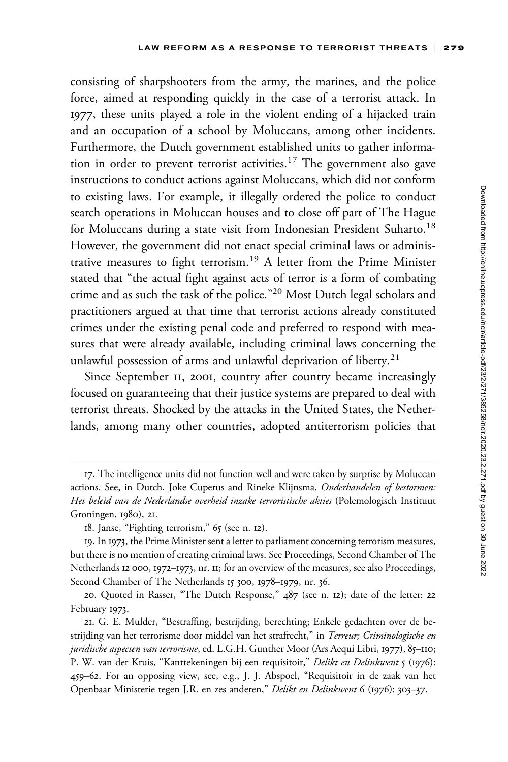consisting of sharpshooters from the army, the marines, and the police force, aimed at responding quickly in the case of a terrorist attack. In 1977, these units played a role in the violent ending of a hijacked train and an occupation of a school by Moluccans, among other incidents. Furthermore, the Dutch government established units to gather information in order to prevent terrorist activities.[17] The government also gave instructions to conduct actions against Moluccans, which did not conform to existing laws. For example, it illegally ordered the police to conduct search operations in Moluccan houses and to close off part of The Hague for Moluccans during a state visit from Indonesian President Suharto.[18] However, the government did not enact special criminal laws or administrative measures to fight terrorism.[19] A letter from the Prime Minister stated that "the actual fight against acts of terror is a form of combating crime and as such the task of the police."[20] Most Dutch legal scholars and practitioners argued at that time that terrorist actions already constituted crimes under the existing penal code and preferred to respond with measures that were already available, including criminal laws concerning the unlawful possession of arms and unlawful deprivation of liberty.[21]

Since September 11, 2001, country after country became increasingly focused on guaranteeing that their justice systems are prepared to deal with terrorist threats. Shocked by the attacks in the United States, the Netherlands, among many other countries, adopted antiterrorism policies that

---

17. The intelligence units did not function well and were taken by surprise by Moluccan actions. See, in Dutch, Joke Cuperus and Rineke Klijnsma, *Onderhandelen of bestormen: Het beleid van de Nederlandse overheid inzake terroristische akties* (Polemologisch Instituut Groningen, 1980), 21.

18. Janse, "Fighting terrorism," 65 (see n. 12).

19. In 1973, the Prime Minister sent a letter to parliament concerning terrorism measures, but there is no mention of creating criminal laws. See Proceedings, Second Chamber of The Netherlands 12 000, 1972–1973, nr. 11; for an overview of the measures, see also Proceedings, Second Chamber of The Netherlands 15 300, 1978–1979, nr. 36.

20. Quoted in Rasser, "The Dutch Response," 487 (see n. 12); date of the letter: 22 February 1973.

21. G. E. Mulder, "Bestraffing, bestrijding, berechting; Enkele gedachten over de bestrijding van het terrorisme door middel van het strafrecht," in *Terreur; Criminologische en juridische aspecten van terrorisme*, ed. L.G.H. Gunther Moor (Ars Aequi Libri, 1977), 85–110; P. W. van der Kruis, "Kanttekeningen bij een requisitoir," *Delikt en Delinkwent* 5 (1976): 459–62. For an opposing view, see, e.g., J. J. Abspoel, "Requisitoir in de zaak van het Openbaar Ministerie tegen J.R. en zes anderen," *Delikt en Delinkwent* 6 (1976): 303–37.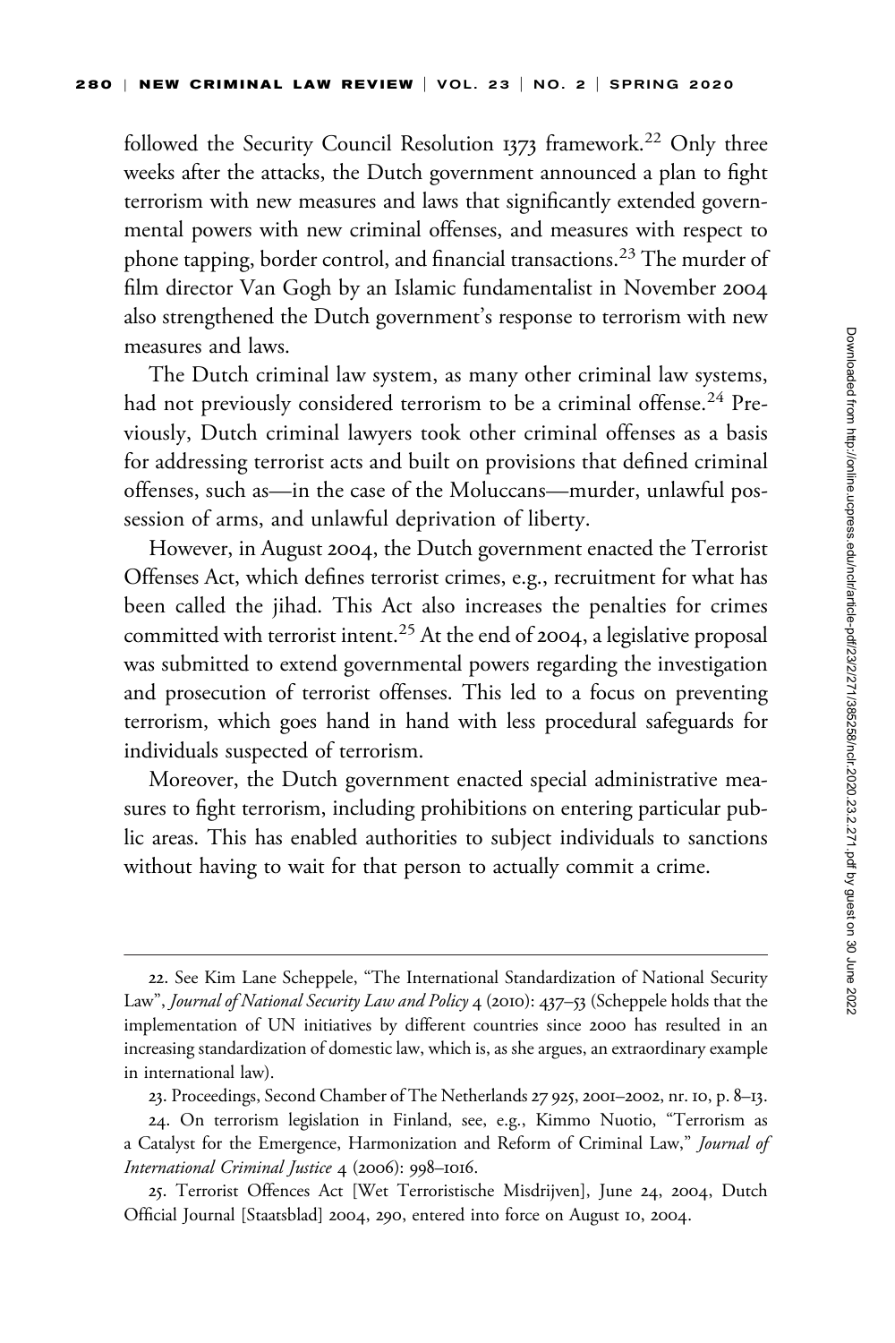followed the Security Council Resolution 1373 framework.[22] Only three weeks after the attacks, the Dutch government announced a plan to fight terrorism with new measures and laws that significantly extended governmental powers with new criminal offenses, and measures with respect to phone tapping, border control, and financial transactions.[23] The murder of film director Van Gogh by an Islamic fundamentalist in November 2004 also strengthened the Dutch government's response to terrorism with new measures and laws.

The Dutch criminal law system, as many other criminal law systems, had not previously considered terrorism to be a criminal offense.[24] Previously, Dutch criminal lawyers took other criminal offenses as a basis for addressing terrorist acts and built on provisions that defined criminal offenses, such as—in the case of the Moluccans—murder, unlawful possession of arms, and unlawful deprivation of liberty.

However, in August 2004, the Dutch government enacted the Terrorist Offenses Act, which defines terrorist crimes, e.g., recruitment for what has been called the jihad. This Act also increases the penalties for crimes committed with terrorist intent.[25] At the end of 2004, a legislative proposal was submitted to extend governmental powers regarding the investigation and prosecution of terrorist offenses. This led to a focus on preventing terrorism, which goes hand in hand with less procedural safeguards for individuals suspected of terrorism.

Moreover, the Dutch government enacted special administrative measures to fight terrorism, including prohibitions on entering particular public areas. This has enabled authorities to subject individuals to sanctions without having to wait for that person to actually commit a crime.

---

22. See Kim Lane Scheppele, "The International Standardization of National Security Law", *Journal of National Security Law and Policy* 4 (2010): 437–53 (Scheppele holds that the implementation of UN initiatives by different countries since 2000 has resulted in an increasing standardization of domestic law, which is, as she argues, an extraordinary example in international law).

23. Proceedings, Second Chamber of The Netherlands 27 925, 2001–2002, nr. 10, p. 8–13.

24. On terrorism legislation in Finland, see, e.g., Kimmo Nuotio, "Terrorism as a Catalyst for the Emergence, Harmonization and Reform of Criminal Law," *Journal of International Criminal Justice* 4 (2006): 998–1016.

25. Terrorist Offences Act [Wet Terroristische Misdrijven], June 24, 2004, Dutch Official Journal [Staatsblad] 2004, 290, entered into force on August 10, 2004.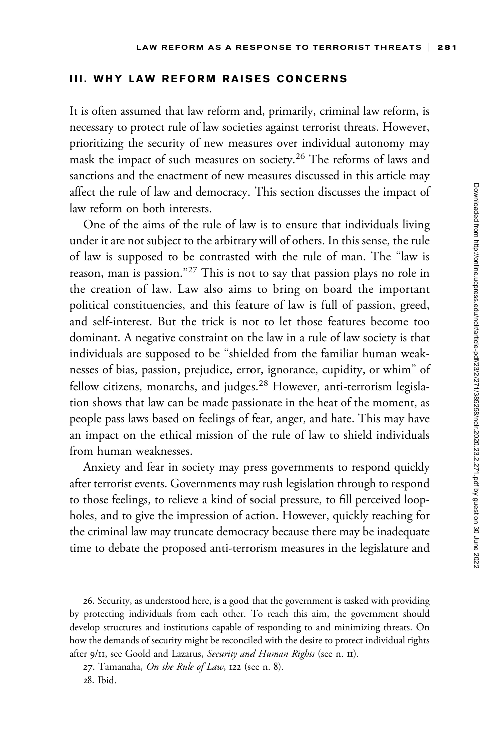## III. WHY LAW REFORM RAISES CONCERNS

It is often assumed that law reform and, primarily, criminal law reform, is necessary to protect rule of law societies against terrorist threats. However, prioritizing the security of new measures over individual autonomy may mask the impact of such measures on society.[26] The reforms of laws and sanctions and the enactment of new measures discussed in this article may affect the rule of law and democracy. This section discusses the impact of law reform on both interests.

One of the aims of the rule of law is to ensure that individuals living under it are not subject to the arbitrary will of others. In this sense, the rule of law is supposed to be contrasted with the rule of man. The "law is reason, man is passion."[27] This is not to say that passion plays no role in the creation of law. Law also aims to bring on board the important political constituencies, and this feature of law is full of passion, greed, and self-interest. But the trick is not to let those features become too dominant. A negative constraint on the law in a rule of law society is that individuals are supposed to be "shielded from the familiar human weaknesses of bias, passion, prejudice, error, ignorance, cupidity, or whim" of fellow citizens, monarchs, and judges.[28] However, anti-terrorism legislation shows that law can be made passionate in the heat of the moment, as people pass laws based on feelings of fear, anger, and hate. This may have an impact on the ethical mission of the rule of law to shield individuals from human weaknesses.

Anxiety and fear in society may press governments to respond quickly after terrorist events. Governments may rush legislation through to respond to those feelings, to relieve a kind of social pressure, to fill perceived loopholes, and to give the impression of action. However, quickly reaching for the criminal law may truncate democracy because there may be inadequate time to debate the proposed anti-terrorism measures in the legislature and

---

26. Security, as understood here, is a good that the government is tasked with providing by protecting individuals from each other. To reach this aim, the government should develop structures and institutions capable of responding to and minimizing threats. On how the demands of security might be reconciled with the desire to protect individual rights after 9/11, see Goold and Lazarus, *Security and Human Rights* (see n. 11).

27. Tamanaha, *On the Rule of Law*, 122 (see n. 8).

28. Ibid.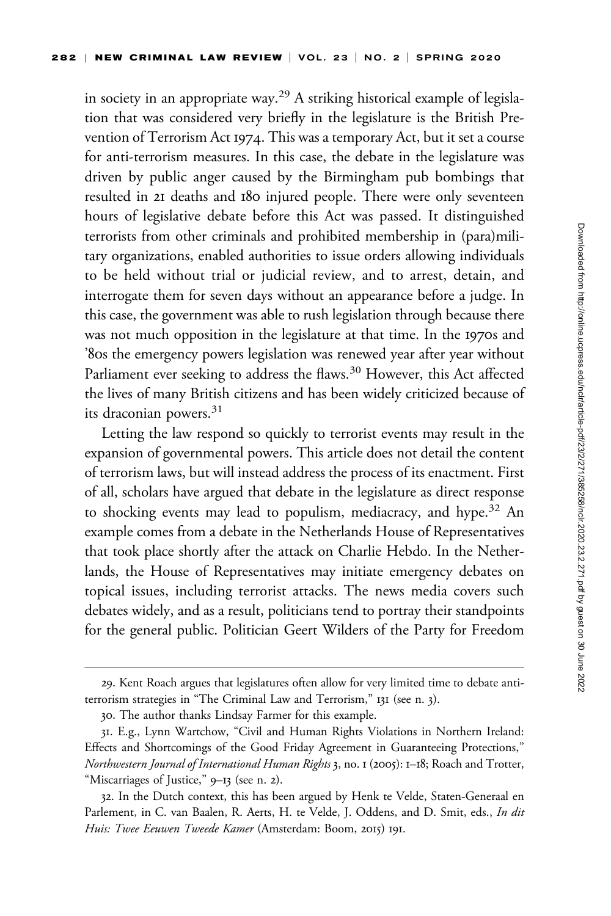in society in an appropriate way.[29] A striking historical example of legislation that was considered very briefly in the legislature is the British Prevention of Terrorism Act 1974. This was a temporary Act, but it set a course for anti-terrorism measures. In this case, the debate in the legislature was driven by public anger caused by the Birmingham pub bombings that resulted in 21 deaths and 180 injured people. There were only seventeen hours of legislative debate before this Act was passed. It distinguished terrorists from other criminals and prohibited membership in (para)military organizations, enabled authorities to issue orders allowing individuals to be held without trial or judicial review, and to arrest, detain, and interrogate them for seven days without an appearance before a judge. In this case, the government was able to rush legislation through because there was not much opposition in the legislature at that time. In the 1970s and '80s the emergency powers legislation was renewed year after year without Parliament ever seeking to address the flaws.[30] However, this Act affected the lives of many British citizens and has been widely criticized because of its draconian powers.[31]

Letting the law respond so quickly to terrorist events may result in the expansion of governmental powers. This article does not detail the content of terrorism laws, but will instead address the process of its enactment. First of all, scholars have argued that debate in the legislature as direct response to shocking events may lead to populism, mediacracy, and hype.[32] An example comes from a debate in the Netherlands House of Representatives that took place shortly after the attack on Charlie Hebdo. In the Netherlands, the House of Representatives may initiate emergency debates on topical issues, including terrorist attacks. The news media covers such debates widely, and as a result, politicians tend to portray their standpoints for the general public. Politician Geert Wilders of the Party for Freedom

---

29. Kent Roach argues that legislatures often allow for very limited time to debate anti-terrorism strategies in "The Criminal Law and Terrorism," 131 (see n. 3).

30. The author thanks Lindsay Farmer for this example.

31. E.g., Lynn Wartchow, "Civil and Human Rights Violations in Northern Ireland: Effects and Shortcomings of the Good Friday Agreement in Guaranteeing Protections," *Northwestern Journal of International Human Rights* 3, no. 1 (2005): 1–18; Roach and Trotter, "Miscarriages of Justice," 9–13 (see n. 2).

32. In the Dutch context, this has been argued by Henk te Velde, Staten-Generaal en Parlement, in C. van Baalen, R. Aerts, H. te Velde, J. Oddens, and D. Smit, eds., *In dit Huis: Twee Eeuwen Tweede Kamer* (Amsterdam: Boom, 2015) 191.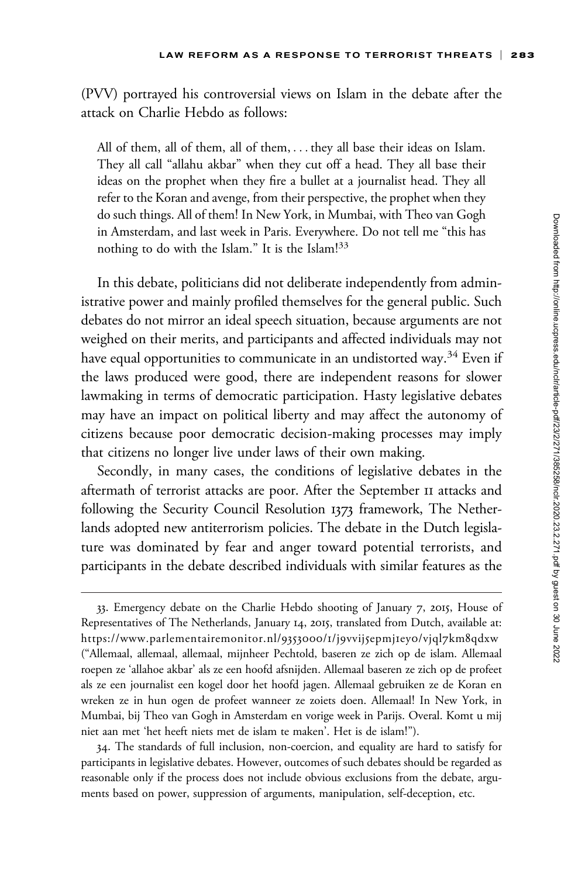(PVV) portrayed his controversial views on Islam in the debate after the attack on Charlie Hebdo as follows:

> All of them, all of them, all of them, . . . they all base their ideas on Islam. They all call "allahu akbar" when they cut off a head. They all base their ideas on the prophet when they fire a bullet at a journalist head. They all refer to the Koran and avenge, from their perspective, the prophet when they do such things. All of them! In New York, in Mumbai, with Theo van Gogh in Amsterdam, and last week in Paris. Everywhere. Do not tell me "this has nothing to do with the Islam." It is the Islam![33]

In this debate, politicians did not deliberate independently from administrative power and mainly profiled themselves for the general public. Such debates do not mirror an ideal speech situation, because arguments are not weighed on their merits, and participants and affected individuals may not have equal opportunities to communicate in an undistorted way.[34] Even if the laws produced were good, there are independent reasons for slower lawmaking in terms of democratic participation. Hasty legislative debates may have an impact on political liberty and may affect the autonomy of citizens because poor democratic decision-making processes may imply that citizens no longer live under laws of their own making.

Secondly, in many cases, the conditions of legislative debates in the aftermath of terrorist attacks are poor. After the September 11 attacks and following the Security Council Resolution 1373 framework, The Netherlands adopted new antiterrorism policies. The debate in the Dutch legislature was dominated by fear and anger toward potential terrorists, and participants in the debate described individuals with similar features as the

---

33. Emergency debate on the Charlie Hebdo shooting of January 7, 2015, House of Representatives of The Netherlands, January 14, 2015, translated from Dutch, available at: https://www.parlementairemonitor.nl/9353000/1/j9vvij5epmj1ey0/vjql7km8qdxw ("Allemaal, allemaal, allemaal, mijnheer Pechtold, baseren ze zich op de islam. Allemaal roepen ze 'allahoe akbar' als ze een hoofd afsnijden. Allemaal baseren ze zich op de profeet als ze een journalist een kogel door het hoofd jagen. Allemaal gebruiken ze de Koran en wreken ze in hun ogen de profeet wanneer ze zoiets doen. Allemaal! In New York, in Mumbai, bij Theo van Gogh in Amsterdam en vorige week in Parijs. Overal. Komt u mij niet aan met 'het heeft niets met de islam te maken'. Het is de islam!").

34. The standards of full inclusion, non-coercion, and equality are hard to satisfy for participants in legislative debates. However, outcomes of such debates should be regarded as reasonable only if the process does not include obvious exclusions from the debate, arguments based on power, suppression of arguments, manipulation, self-deception, etc.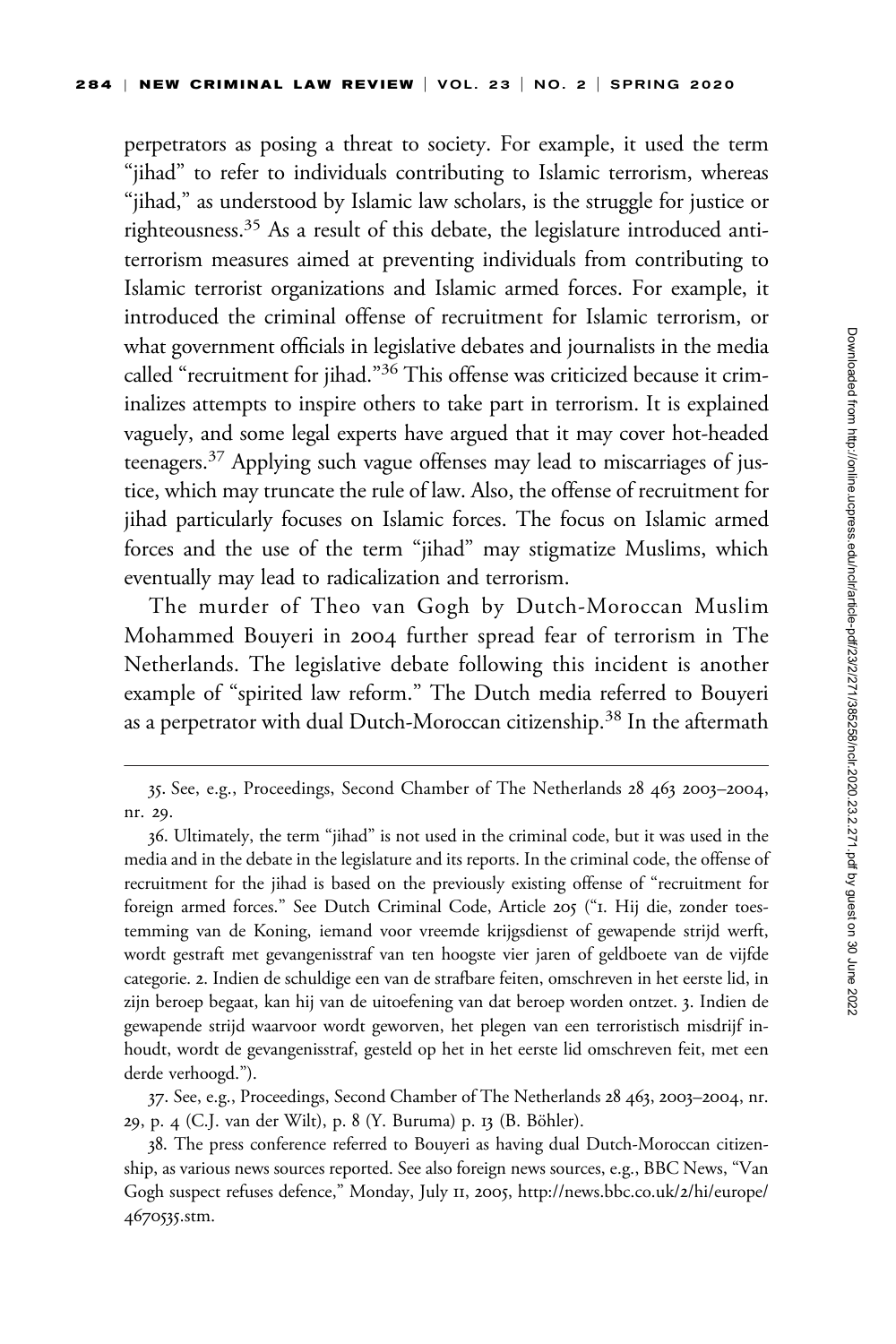perpetrators as posing a threat to society. For example, it used the term "jihad" to refer to individuals contributing to Islamic terrorism, whereas "jihad," as understood by Islamic law scholars, is the struggle for justice or righteousness.[35] As a result of this debate, the legislature introduced anti-terrorism measures aimed at preventing individuals from contributing to Islamic terrorist organizations and Islamic armed forces. For example, it introduced the criminal offense of recruitment for Islamic terrorism, or what government officials in legislative debates and journalists in the media called "recruitment for jihad."[36] This offense was criticized because it criminalizes attempts to inspire others to take part in terrorism. It is explained vaguely, and some legal experts have argued that it may cover hot-headed teenagers.[37] Applying such vague offenses may lead to miscarriages of justice, which may truncate the rule of law. Also, the offense of recruitment for jihad particularly focuses on Islamic forces. The focus on Islamic armed forces and the use of the term "jihad" may stigmatize Muslims, which eventually may lead to radicalization and terrorism.

The murder of Theo van Gogh by Dutch-Moroccan Muslim Mohammed Bouyeri in 2004 further spread fear of terrorism in The Netherlands. The legislative debate following this incident is another example of "spirited law reform." The Dutch media referred to Bouyeri as a perpetrator with dual Dutch-Moroccan citizenship.[38] In the aftermath

---

35. See, e.g., Proceedings, Second Chamber of The Netherlands 28 463 2003–2004, nr. 29.

36. Ultimately, the term "jihad" is not used in the criminal code, but it was used in the media and in the debate in the legislature and its reports. In the criminal code, the offense of recruitment for the jihad is based on the previously existing offense of "recruitment for foreign armed forces." See Dutch Criminal Code, Article 205 ("1. Hij die, zonder toestemming van de Koning, iemand voor vreemde krijgsdienst of gewapende strijd werft, wordt gestraft met gevangenisstraf van ten hoogste vier jaren of geldboete van de vijfde categorie. 2. Indien de schuldige een van de strafbare feiten, omschreven in het eerste lid, in zijn beroep begaat, kan hij van de uitoefening van dat beroep worden ontzet. 3. Indien de gewapende strijd waarvoor wordt geworven, het plegen van een terroristisch misdrijf inhoudt, wordt de gevangenisstraf, gesteld op het in het eerste lid omschreven feit, met een derde verhoogd.").

37. See, e.g., Proceedings, Second Chamber of The Netherlands 28 463, 2003–2004, nr. 29, p. 4 (C.J. van der Wilt), p. 8 (Y. Buruma) p. 13 (B. Böhler).

38. The press conference referred to Bouyeri as having dual Dutch-Moroccan citizenship, as various news sources reported. See also foreign news sources, e.g., BBC News, "Van Gogh suspect refuses defence," Monday, July 11, 2005, http://news.bbc.co.uk/2/hi/europe/4670535.stm.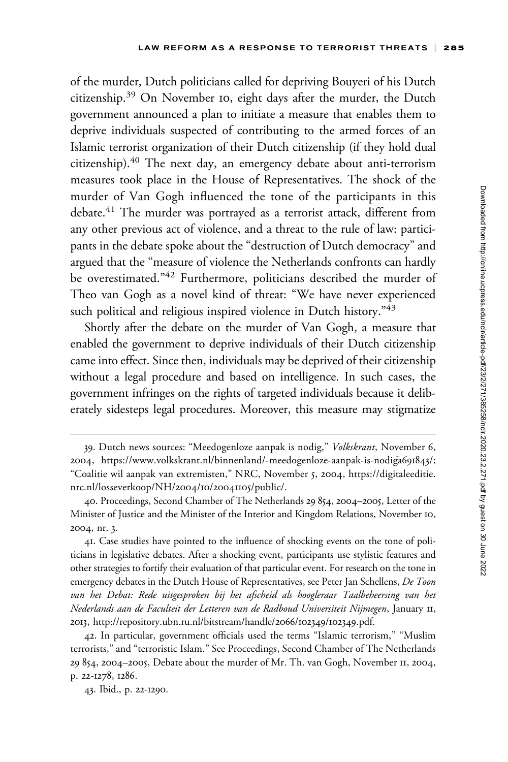of the murder, Dutch politicians called for depriving Bouyeri of his Dutch citizenship.[39] On November 10, eight days after the murder, the Dutch government announced a plan to initiate a measure that enables them to deprive individuals suspected of contributing to the armed forces of an Islamic terrorist organization of their Dutch citizenship (if they hold dual citizenship).[40] The next day, an emergency debate about anti-terrorism measures took place in the House of Representatives. The shock of the murder of Van Gogh influenced the tone of the participants in this debate.[41] The murder was portrayed as a terrorist attack, different from any other previous act of violence, and a threat to the rule of law: participants in the debate spoke about the "destruction of Dutch democracy" and argued that the "measure of violence the Netherlands confronts can hardly be overestimated."[42] Furthermore, politicians described the murder of Theo van Gogh as a novel kind of threat: "We have never experienced such political and religious inspired violence in Dutch history."[43]

Shortly after the debate on the murder of Van Gogh, a measure that enabled the government to deprive individuals of their Dutch citizenship came into effect. Since then, individuals may be deprived of their citizenship without a legal procedure and based on intelligence. In such cases, the government infringes on the rights of targeted individuals because it deliberately sidesteps legal procedures. Moreover, this measure may stigmatize

---

39. Dutch news sources: "Meedogenloze aanpak is nodig," *Volkskrant*, November 6, 2004, https://www.volkskrant.nl/binnenland/-meedogenloze-aanpak-is-nodig~a691843/; "Coalitie wil aanpak van extremisten," NRC, November 5, 2004, https://digitaleeditie.nrc.nl/losseverkoop/NH/2004/10/20041105/public/.

40. Proceedings, Second Chamber of The Netherlands 29 854, 2004–2005, Letter of the Minister of Justice and the Minister of the Interior and Kingdom Relations, November 10, 2004, nr. 3.

41. Case studies have pointed to the influence of shocking events on the tone of politicians in legislative debates. After a shocking event, participants use stylistic features and other strategies to fortify their evaluation of that particular event. For research on the tone in emergency debates in the Dutch House of Representatives, see Peter Jan Schellens, *De Toon van het Debat: Rede uitgesproken bij het afscheid als hoogleraar Taalbeheersing van het Nederlands aan de Faculteit der Letteren van de Radboud Universiteit Nijmegen*, January 11, 2013, http://repository.ubn.ru.nl/bitstream/handle/2066/102349/102349.pdf.

42. In particular, government officials used the terms "Islamic terrorism," "Muslim terrorists," and "terroristic Islam." See Proceedings, Second Chamber of The Netherlands 29 854, 2004–2005, Debate about the murder of Mr. Th. van Gogh, November 11, 2004, p. 22-1278, 1286.

43. Ibid., p. 22-1290.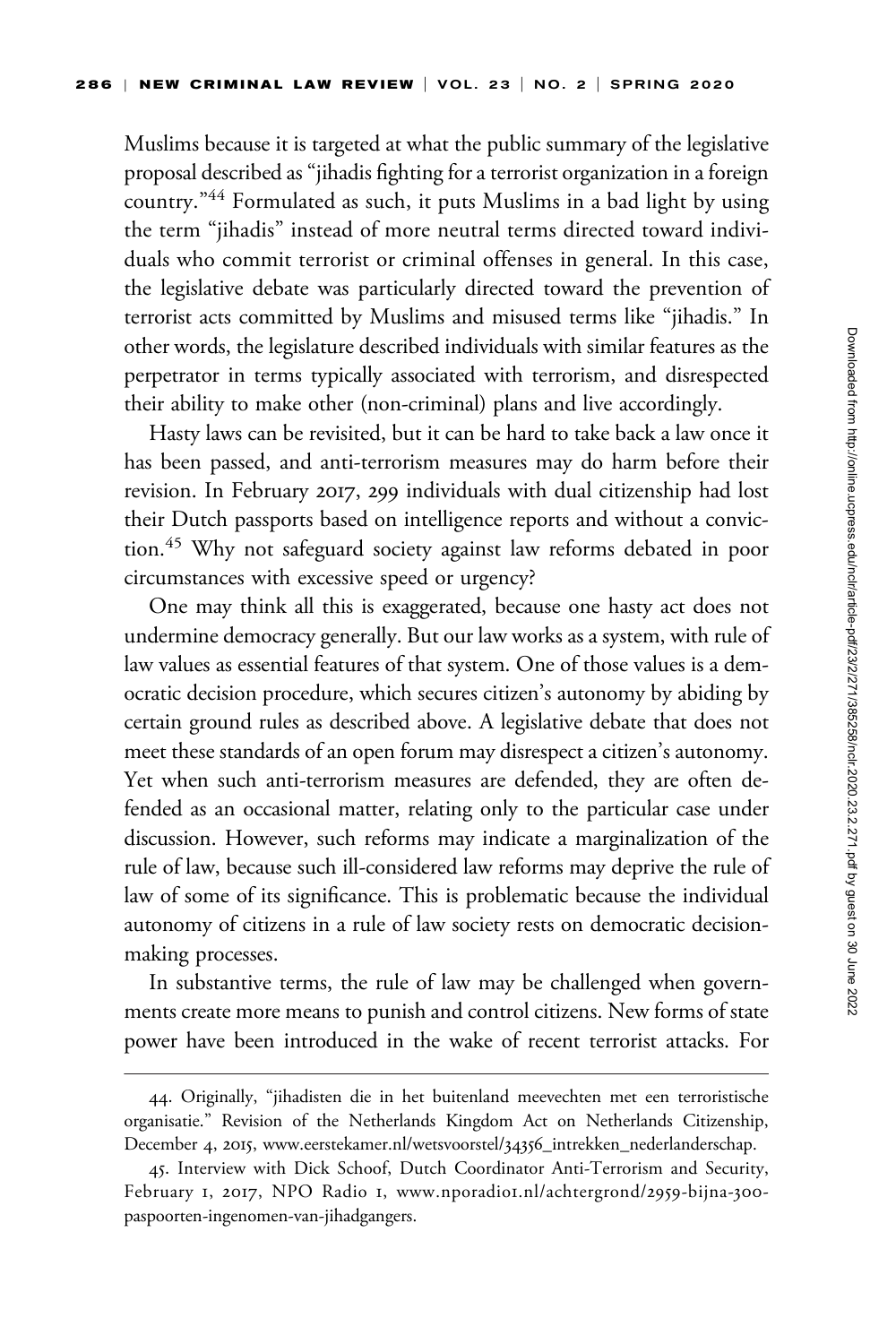Muslims because it is targeted at what the public summary of the legislative proposal described as "jihadis fighting for a terrorist organization in a foreign country."[44] Formulated as such, it puts Muslims in a bad light by using the term "jihadis" instead of more neutral terms directed toward individuals who commit terrorist or criminal offenses in general. In this case, the legislative debate was particularly directed toward the prevention of terrorist acts committed by Muslims and misused terms like "jihadis." In other words, the legislature described individuals with similar features as the perpetrator in terms typically associated with terrorism, and disrespected their ability to make other (non-criminal) plans and live accordingly.

Hasty laws can be revisited, but it can be hard to take back a law once it has been passed, and anti-terrorism measures may do harm before their revision. In February 2017, 299 individuals with dual citizenship had lost their Dutch passports based on intelligence reports and without a conviction.[45] Why not safeguard society against law reforms debated in poor circumstances with excessive speed or urgency?

One may think all this is exaggerated, because one hasty act does not undermine democracy generally. But our law works as a system, with rule of law values as essential features of that system. One of those values is a democratic decision procedure, which secures citizen's autonomy by abiding by certain ground rules as described above. A legislative debate that does not meet these standards of an open forum may disrespect a citizen's autonomy. Yet when such anti-terrorism measures are defended, they are often defended as an occasional matter, relating only to the particular case under discussion. However, such reforms may indicate a marginalization of the rule of law, because such ill-considered law reforms may deprive the rule of law of some of its significance. This is problematic because the individual autonomy of citizens in a rule of law society rests on democratic decision-making processes.

In substantive terms, the rule of law may be challenged when governments create more means to punish and control citizens. New forms of state power have been introduced in the wake of recent terrorist attacks. For

---

44. Originally, "jihadisten die in het buitenland meevechten met een terroristische organisatie." Revision of the Netherlands Kingdom Act on Netherlands Citizenship, December 4, 2015, www.eerstekamer.nl/wetsvoorstel/34356_intrekken_nederlanderschap.

45. Interview with Dick Schoof, Dutch Coordinator Anti-Terrorism and Security, February 1, 2017, NPO Radio 1, www.nporadio1.nl/achtergrond/2959-bijna-300-paspoorten-ingenomen-van-jihadgangers.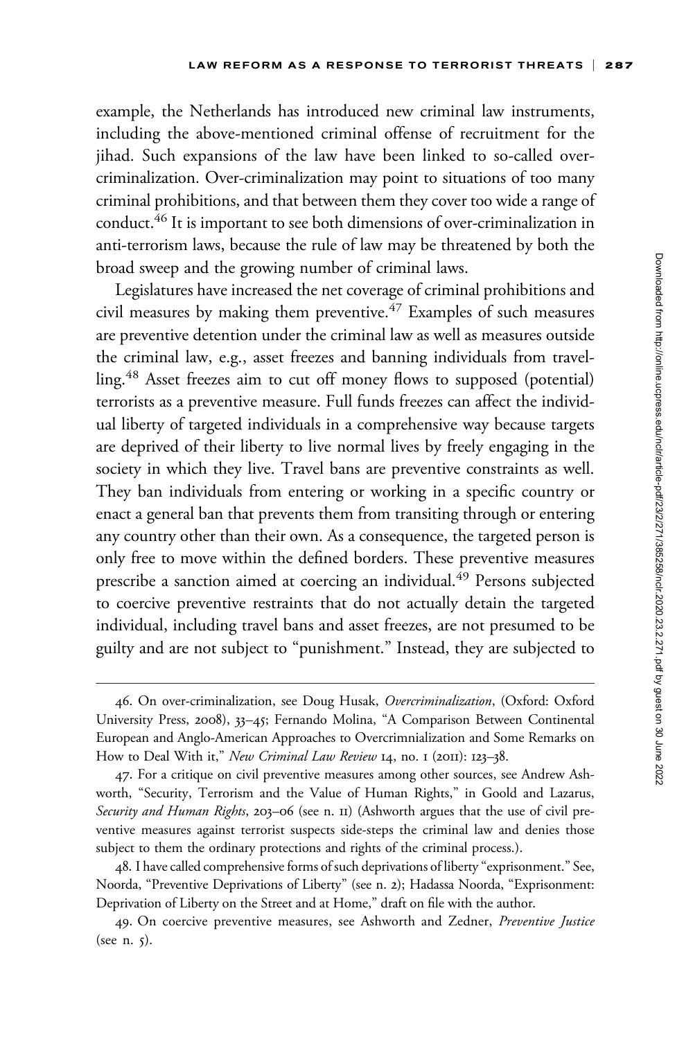example, the Netherlands has introduced new criminal law instruments, including the above-mentioned criminal offense of recruitment for the jihad. Such expansions of the law have been linked to so-called over-criminalization. Over-criminalization may point to situations of too many criminal prohibitions, and that between them they cover too wide a range of conduct.[46] It is important to see both dimensions of over-criminalization in anti-terrorism laws, because the rule of law may be threatened by both the broad sweep and the growing number of criminal laws.

Legislatures have increased the net coverage of criminal prohibitions and civil measures by making them preventive.[47] Examples of such measures are preventive detention under the criminal law as well as measures outside the criminal law, e.g., asset freezes and banning individuals from travelling.[48] Asset freezes aim to cut off money flows to supposed (potential) terrorists as a preventive measure. Full funds freezes can affect the individual liberty of targeted individuals in a comprehensive way because targets are deprived of their liberty to live normal lives by freely engaging in the society in which they live. Travel bans are preventive constraints as well. They ban individuals from entering or working in a specific country or enact a general ban that prevents them from transiting through or entering any country other than their own. As a consequence, the targeted person is only free to move within the defined borders. These preventive measures prescribe a sanction aimed at coercing an individual.[49] Persons subjected to coercive preventive restraints that do not actually detain the targeted individual, including travel bans and asset freezes, are not presumed to be guilty and are not subject to "punishment." Instead, they are subjected to

---

46. On over-criminalization, see Doug Husak, *Overcriminalization*, (Oxford: Oxford University Press, 2008), 33–45; Fernando Molina, "A Comparison Between Continental European and Anglo-American Approaches to Overcrimnialization and Some Remarks on How to Deal With it," *New Criminal Law Review* 14, no. 1 (2011): 123–38.

47. For a critique on civil preventive measures among other sources, see Andrew Ashworth, "Security, Terrorism and the Value of Human Rights," in Goold and Lazarus, *Security and Human Rights*, 203–06 (see n. 11) (Ashworth argues that the use of civil preventive measures against terrorist suspects side-steps the criminal law and denies those subject to them the ordinary protections and rights of the criminal process.).

48. I have called comprehensive forms of such deprivations of liberty "exprisonment." See, Noorda, "Preventive Deprivations of Liberty" (see n. 2); Hadassa Noorda, "Exprisonment: Deprivation of Liberty on the Street and at Home," draft on file with the author.

49. On coercive preventive measures, see Ashworth and Zedner, *Preventive Justice* (see n. 5).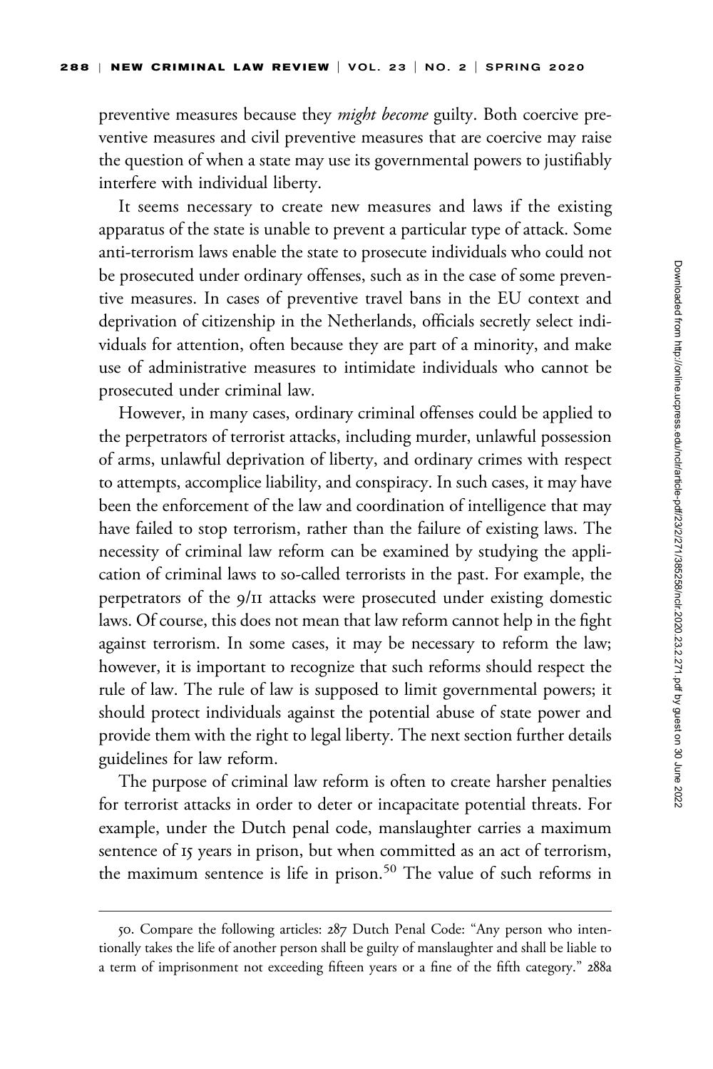preventive measures because they *might become* guilty. Both coercive preventive measures and civil preventive measures that are coercive may raise the question of when a state may use its governmental powers to justifiably interfere with individual liberty.

It seems necessary to create new measures and laws if the existing apparatus of the state is unable to prevent a particular type of attack. Some anti-terrorism laws enable the state to prosecute individuals who could not be prosecuted under ordinary offenses, such as in the case of some preventive measures. In cases of preventive travel bans in the EU context and deprivation of citizenship in the Netherlands, officials secretly select individuals for attention, often because they are part of a minority, and make use of administrative measures to intimidate individuals who cannot be prosecuted under criminal law.

However, in many cases, ordinary criminal offenses could be applied to the perpetrators of terrorist attacks, including murder, unlawful possession of arms, unlawful deprivation of liberty, and ordinary crimes with respect to attempts, accomplice liability, and conspiracy. In such cases, it may have been the enforcement of the law and coordination of intelligence that may have failed to stop terrorism, rather than the failure of existing laws. The necessity of criminal law reform can be examined by studying the application of criminal laws to so-called terrorists in the past. For example, the perpetrators of the 9/11 attacks were prosecuted under existing domestic laws. Of course, this does not mean that law reform cannot help in the fight against terrorism. In some cases, it may be necessary to reform the law; however, it is important to recognize that such reforms should respect the rule of law. The rule of law is supposed to limit governmental powers; it should protect individuals against the potential abuse of state power and provide them with the right to legal liberty. The next section further details guidelines for law reform.

The purpose of criminal law reform is often to create harsher penalties for terrorist attacks in order to deter or incapacitate potential threats. For example, under the Dutch penal code, manslaughter carries a maximum sentence of 15 years in prison, but when committed as an act of terrorism, the maximum sentence is life in prison.[50] The value of such reforms in

---

50. Compare the following articles: 287 Dutch Penal Code: "Any person who intentionally takes the life of another person shall be guilty of manslaughter and shall be liable to a term of imprisonment not exceeding fifteen years or a fine of the fifth category." 288a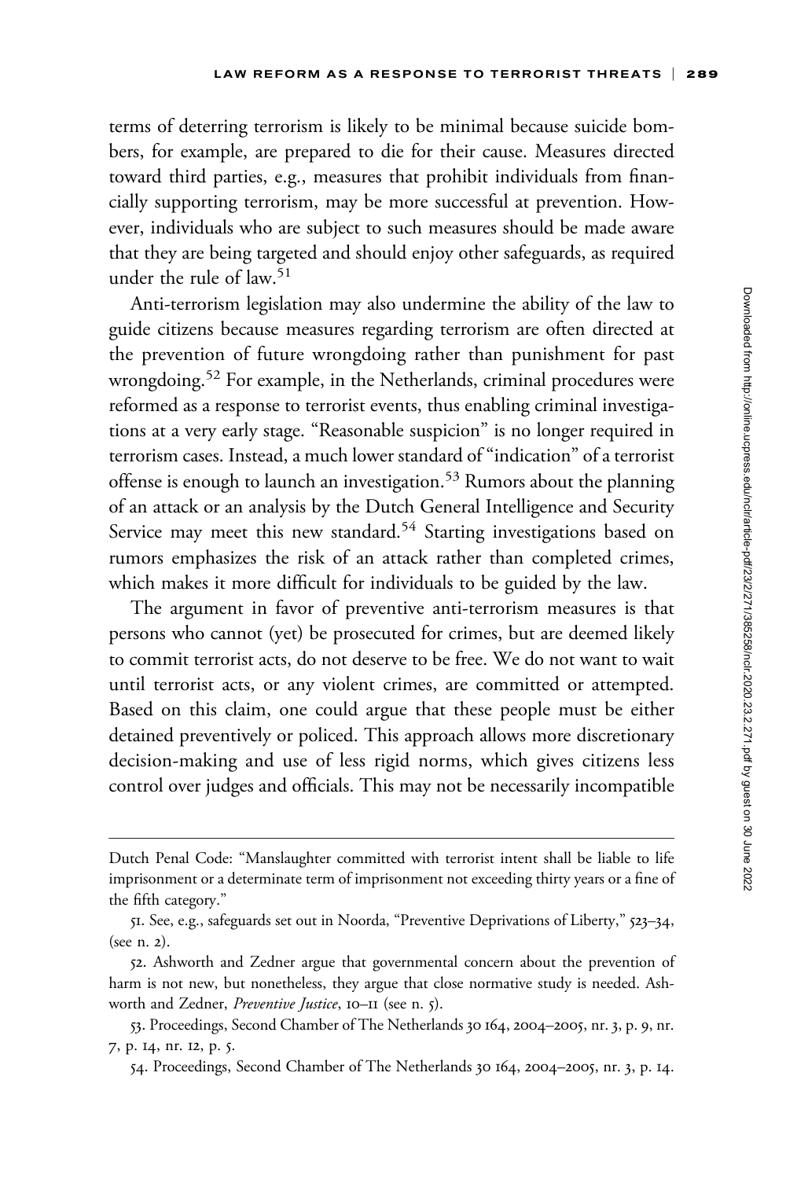terms of deterring terrorism is likely to be minimal because suicide bombers, for example, are prepared to die for their cause. Measures directed toward third parties, e.g., measures that prohibit individuals from financially supporting terrorism, may be more successful at prevention. However, individuals who are subject to such measures should be made aware that they are being targeted and should enjoy other safeguards, as required under the rule of law.[51]

Anti-terrorism legislation may also undermine the ability of the law to guide citizens because measures regarding terrorism are often directed at the prevention of future wrongdoing rather than punishment for past wrongdoing.[52] For example, in the Netherlands, criminal procedures were reformed as a response to terrorist events, thus enabling criminal investigations at a very early stage. "Reasonable suspicion" is no longer required in terrorism cases. Instead, a much lower standard of "indication" of a terrorist offense is enough to launch an investigation.[53] Rumors about the planning of an attack or an analysis by the Dutch General Intelligence and Security Service may meet this new standard.[54] Starting investigations based on rumors emphasizes the risk of an attack rather than completed crimes, which makes it more difficult for individuals to be guided by the law.

The argument in favor of preventive anti-terrorism measures is that persons who cannot (yet) be prosecuted for crimes, but are deemed likely to commit terrorist acts, do not deserve to be free. We do not want to wait until terrorist acts, or any violent crimes, are committed or attempted. Based on this claim, one could argue that these people must be either detained preventively or policed. This approach allows more discretionary decision-making and use of less rigid norms, which gives citizens less control over judges and officials. This may not be necessarily incompatible

---

Dutch Penal Code: "Manslaughter committed with terrorist intent shall be liable to life imprisonment or a determinate term of imprisonment not exceeding thirty years or a fine of the fifth category."

51. See, e.g., safeguards set out in Noorda, "Preventive Deprivations of Liberty," 523–34, (see n. 2).

52. Ashworth and Zedner argue that governmental concern about the prevention of harm is not new, but nonetheless, they argue that close normative study is needed. Ashworth and Zedner, *Preventive Justice*, 10–11 (see n. 5).

53. Proceedings, Second Chamber of The Netherlands 30 164, 2004–2005, nr. 3, p. 9, nr. 7, p. 14, nr. 12, p. 5.

54. Proceedings, Second Chamber of The Netherlands 30 164, 2004–2005, nr. 3, p. 14.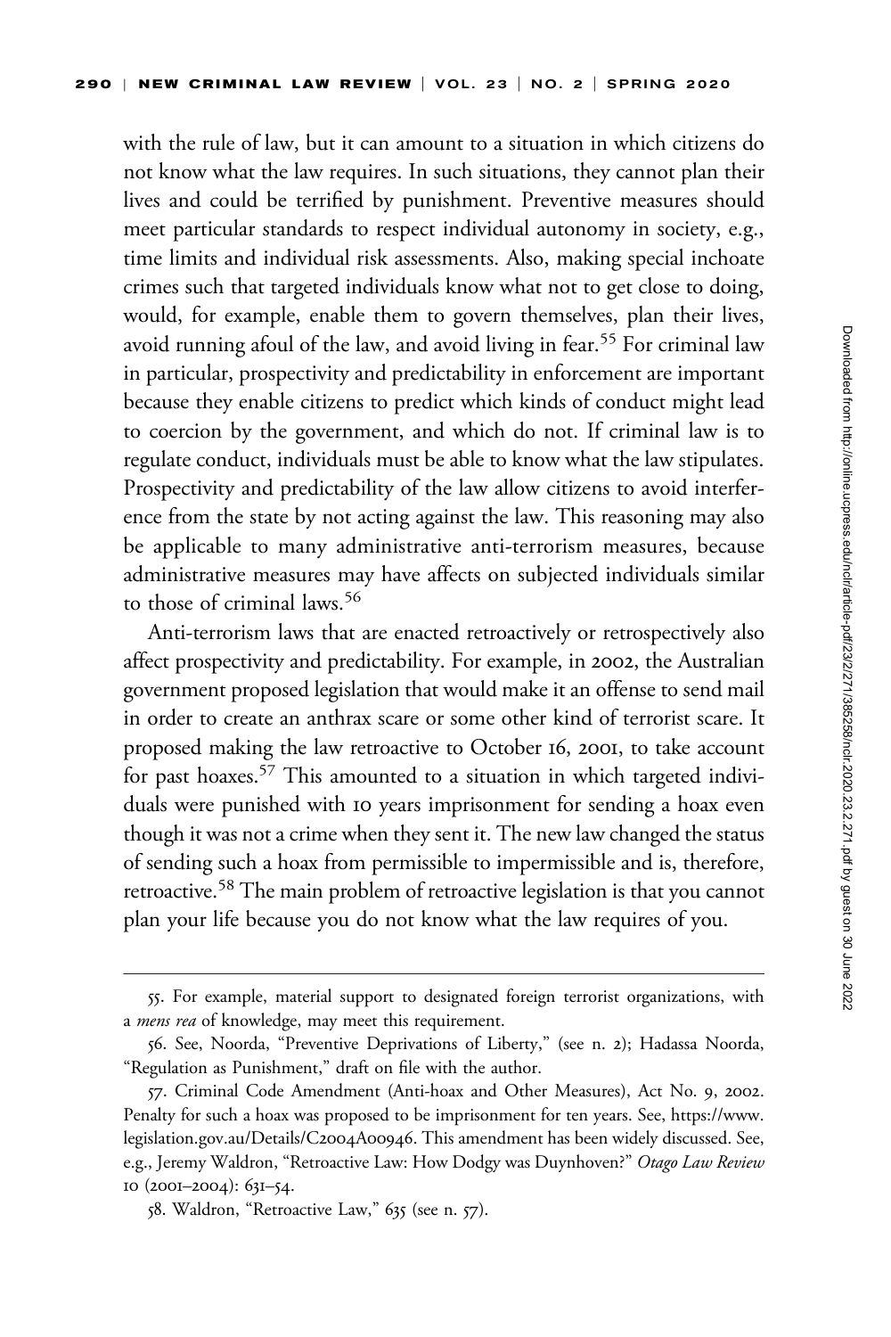with the rule of law, but it can amount to a situation in which citizens do not know what the law requires. In such situations, they cannot plan their lives and could be terrified by punishment. Preventive measures should meet particular standards to respect individual autonomy in society, e.g., time limits and individual risk assessments. Also, making special inchoate crimes such that targeted individuals know what not to get close to doing, would, for example, enable them to govern themselves, plan their lives, avoid running afoul of the law, and avoid living in fear.[55] For criminal law in particular, prospectivity and predictability in enforcement are important because they enable citizens to predict which kinds of conduct might lead to coercion by the government, and which do not. If criminal law is to regulate conduct, individuals must be able to know what the law stipulates. Prospectivity and predictability of the law allow citizens to avoid interference from the state by not acting against the law. This reasoning may also be applicable to many administrative anti-terrorism measures, because administrative measures may have affects on subjected individuals similar to those of criminal laws.[56]

Anti-terrorism laws that are enacted retroactively or retrospectively also affect prospectivity and predictability. For example, in 2002, the Australian government proposed legislation that would make it an offense to send mail in order to create an anthrax scare or some other kind of terrorist scare. It proposed making the law retroactive to October 16, 2001, to take account for past hoaxes.[57] This amounted to a situation in which targeted individuals were punished with 10 years imprisonment for sending a hoax even though it was not a crime when they sent it. The new law changed the status of sending such a hoax from permissible to impermissible and is, therefore, retroactive.[58] The main problem of retroactive legislation is that you cannot plan your life because you do not know what the law requires of you.

---

55. For example, material support to designated foreign terrorist organizations, with a *mens rea* of knowledge, may meet this requirement.

56. See, Noorda, "Preventive Deprivations of Liberty," (see n. 2); Hadassa Noorda, "Regulation as Punishment," draft on file with the author.

57. Criminal Code Amendment (Anti-hoax and Other Measures), Act No. 9, 2002. Penalty for such a hoax was proposed to be imprisonment for ten years. See, https://www.legislation.gov.au/Details/C2004A00946. This amendment has been widely discussed. See, e.g., Jeremy Waldron, "Retroactive Law: How Dodgy was Duynhoven?" *Otago Law Review* 10 (2001–2004): 631–54.

58. Waldron, "Retroactive Law," 635 (see n. 57).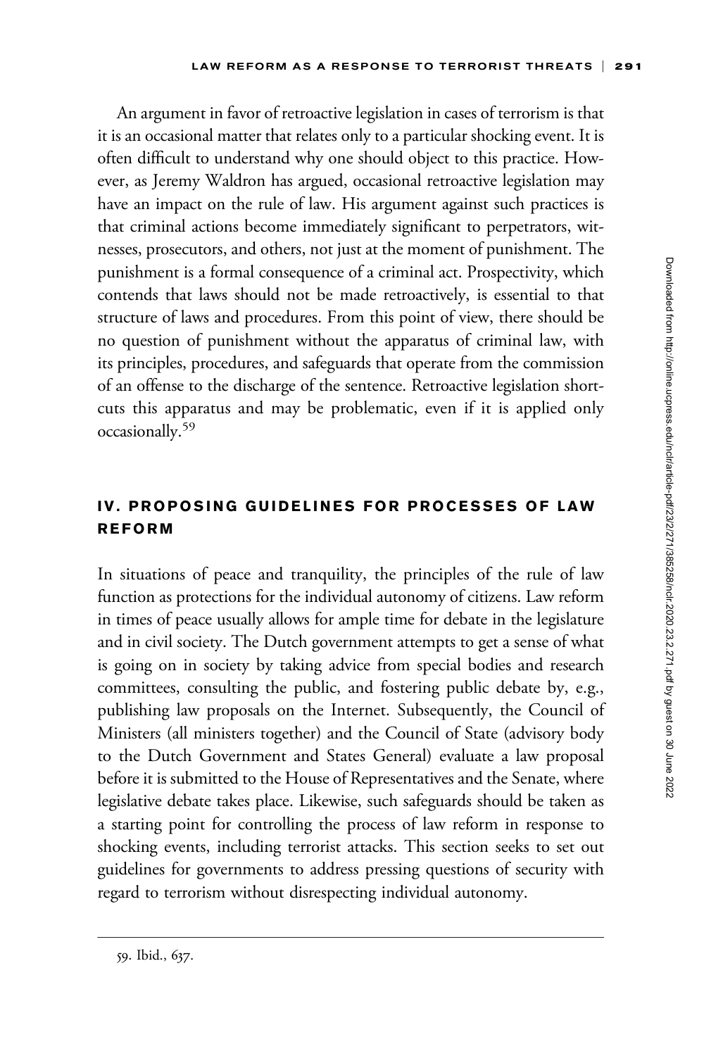An argument in favor of retroactive legislation in cases of terrorism is that it is an occasional matter that relates only to a particular shocking event. It is often difficult to understand why one should object to this practice. However, as Jeremy Waldron has argued, occasional retroactive legislation may have an impact on the rule of law. His argument against such practices is that criminal actions become immediately significant to perpetrators, witnesses, prosecutors, and others, not just at the moment of punishment. The punishment is a formal consequence of a criminal act. Prospectivity, which contends that laws should not be made retroactively, is essential to that structure of laws and procedures. From this point of view, there should be no question of punishment without the apparatus of criminal law, with its principles, procedures, and safeguards that operate from the commission of an offense to the discharge of the sentence. Retroactive legislation shortcuts this apparatus and may be problematic, even if it is applied only occasionally.[59]

## IV. PROPOSING GUIDELINES FOR PROCESSES OF LAW REFORM

In situations of peace and tranquility, the principles of the rule of law function as protections for the individual autonomy of citizens. Law reform in times of peace usually allows for ample time for debate in the legislature and in civil society. The Dutch government attempts to get a sense of what is going on in society by taking advice from special bodies and research committees, consulting the public, and fostering public debate by, e.g., publishing law proposals on the Internet. Subsequently, the Council of Ministers (all ministers together) and the Council of State (advisory body to the Dutch Government and States General) evaluate a law proposal before it is submitted to the House of Representatives and the Senate, where legislative debate takes place. Likewise, such safeguards should be taken as a starting point for controlling the process of law reform in response to shocking events, including terrorist attacks. This section seeks to set out guidelines for governments to address pressing questions of security with regard to terrorism without disrespecting individual autonomy.

59. Ibid., 637.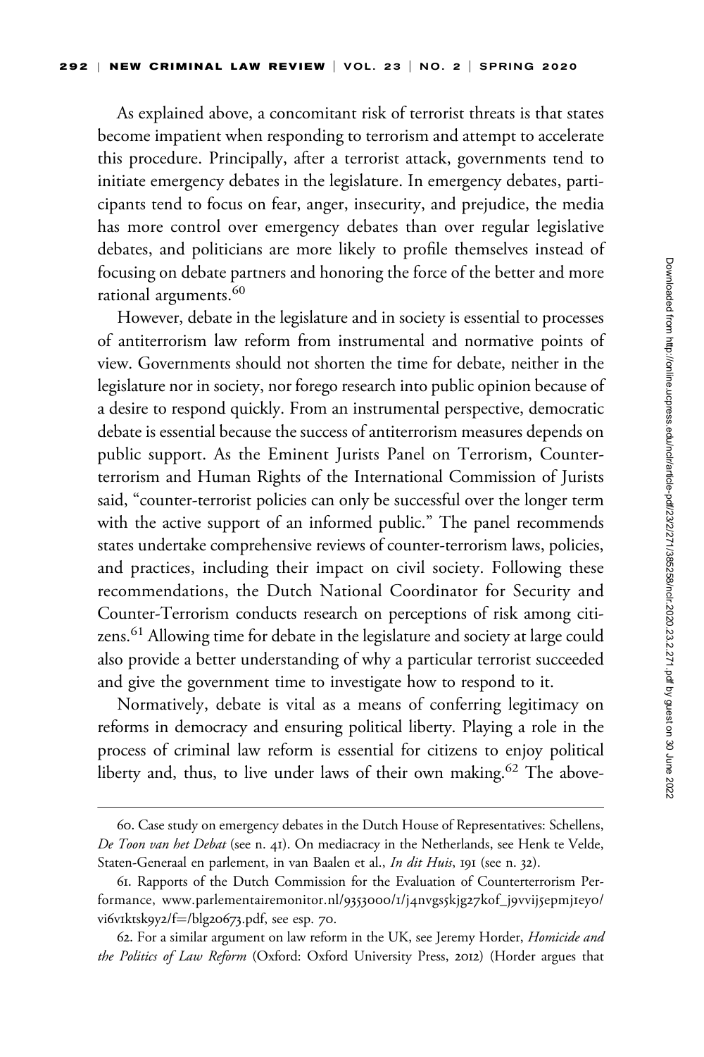As explained above, a concomitant risk of terrorist threats is that states become impatient when responding to terrorism and attempt to accelerate this procedure. Principally, after a terrorist attack, governments tend to initiate emergency debates in the legislature. In emergency debates, participants tend to focus on fear, anger, insecurity, and prejudice, the media has more control over emergency debates than over regular legislative debates, and politicians are more likely to profile themselves instead of focusing on debate partners and honoring the force of the better and more rational arguments.[60]

However, debate in the legislature and in society is essential to processes of antiterrorism law reform from instrumental and normative points of view. Governments should not shorten the time for debate, neither in the legislature nor in society, nor forego research into public opinion because of a desire to respond quickly. From an instrumental perspective, democratic debate is essential because the success of antiterrorism measures depends on public support. As the Eminent Jurists Panel on Terrorism, Counterterrorism and Human Rights of the International Commission of Jurists said, "counter-terrorist policies can only be successful over the longer term with the active support of an informed public." The panel recommends states undertake comprehensive reviews of counter-terrorism laws, policies, and practices, including their impact on civil society. Following these recommendations, the Dutch National Coordinator for Security and Counter-Terrorism conducts research on perceptions of risk among citizens.[61] Allowing time for debate in the legislature and society at large could also provide a better understanding of why a particular terrorist succeeded and give the government time to investigate how to respond to it.

Normatively, debate is vital as a means of conferring legitimacy on reforms in democracy and ensuring political liberty. Playing a role in the process of criminal law reform is essential for citizens to enjoy political liberty and, thus, to live under laws of their own making.[62] The above-

---

60. Case study on emergency debates in the Dutch House of Representatives: Schellens, *De Toon van het Debat* (see n. 41). On mediacracy in the Netherlands, see Henk te Velde, Staten-Generaal en parlement, in van Baalen et al., *In dit Huis*, 191 (see n. 32).

61. Rapports of the Dutch Commission for the Evaluation of Counterterrorism Performance, www.parlementairemonitor.nl/9353000/1/j4nvgs5kjg27kof_j9vvij5epmj1ey0/vi6v1ktsk9y2/f=/blg20673.pdf, see esp. 70.

62. For a similar argument on law reform in the UK, see Jeremy Horder, *Homicide and the Politics of Law Reform* (Oxford: Oxford University Press, 2012) (Horder argues that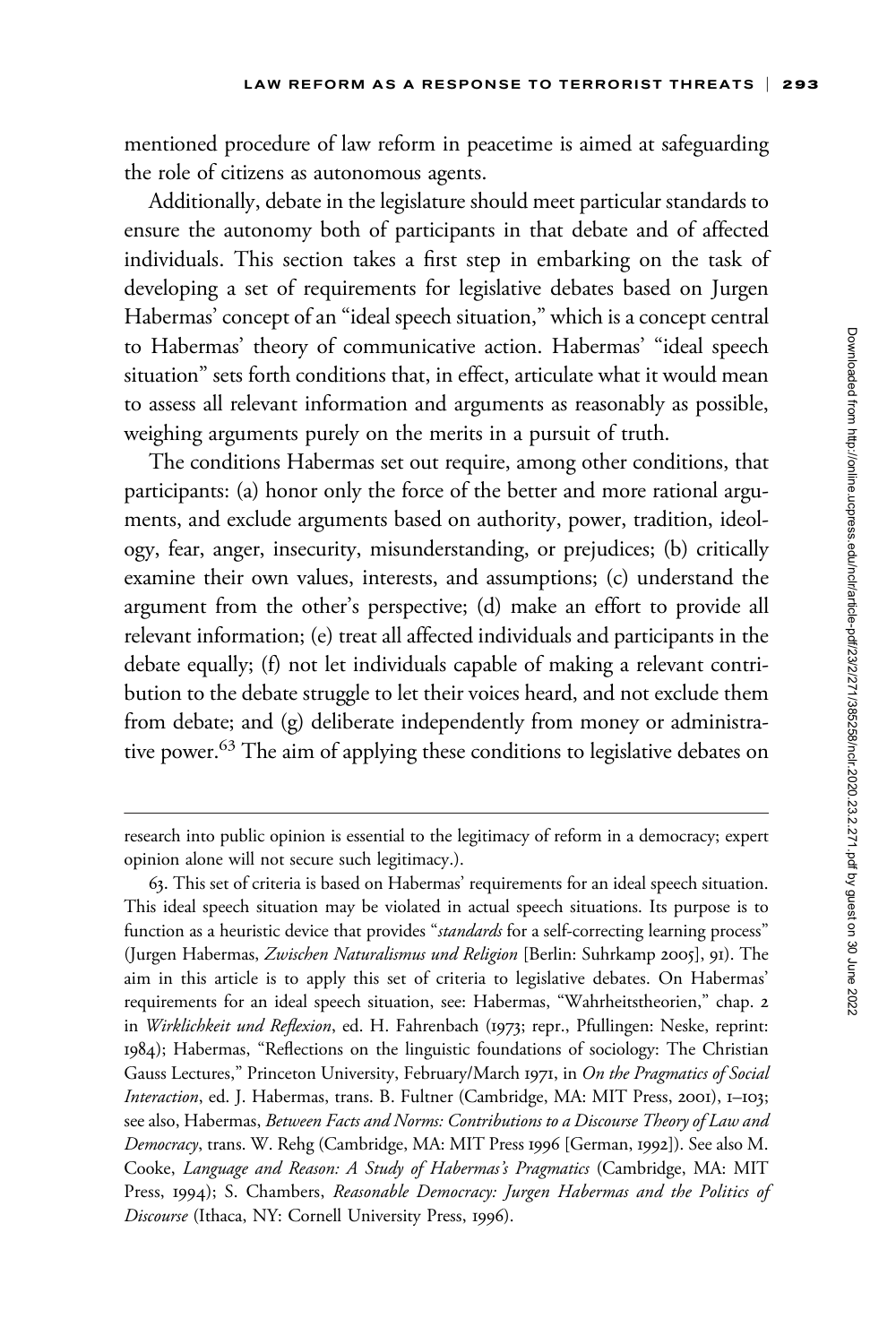mentioned procedure of law reform in peacetime is aimed at safeguarding the role of citizens as autonomous agents.

Additionally, debate in the legislature should meet particular standards to ensure the autonomy both of participants in that debate and of affected individuals. This section takes a first step in embarking on the task of developing a set of requirements for legislative debates based on Jurgen Habermas' concept of an "ideal speech situation," which is a concept central to Habermas' theory of communicative action. Habermas' "ideal speech situation" sets forth conditions that, in effect, articulate what it would mean to assess all relevant information and arguments as reasonably as possible, weighing arguments purely on the merits in a pursuit of truth.

The conditions Habermas set out require, among other conditions, that participants: (a) honor only the force of the better and more rational arguments, and exclude arguments based on authority, power, tradition, ideology, fear, anger, insecurity, misunderstanding, or prejudices; (b) critically examine their own values, interests, and assumptions; (c) understand the argument from the other's perspective; (d) make an effort to provide all relevant information; (e) treat all affected individuals and participants in the debate equally; (f) not let individuals capable of making a relevant contribution to the debate struggle to let their voices heard, and not exclude them from debate; and (g) deliberate independently from money or administrative power.[63] The aim of applying these conditions to legislative debates on

---

research into public opinion is essential to the legitimacy of reform in a democracy; expert opinion alone will not secure such legitimacy.).

63. This set of criteria is based on Habermas' requirements for an ideal speech situation. This ideal speech situation may be violated in actual speech situations. Its purpose is to function as a heuristic device that provides "*standards* for a self-correcting learning process" (Jurgen Habermas, *Zwischen Naturalismus und Religion* [Berlin: Suhrkamp 2005], 91). The aim in this article is to apply this set of criteria to legislative debates. On Habermas' requirements for an ideal speech situation, see: Habermas, "Wahrheitstheorien," chap. 2 in *Wirklichkeit und Reflexion*, ed. H. Fahrenbach (1973; repr., Pfullingen: Neske, reprint: 1984); Habermas, "Reflections on the linguistic foundations of sociology: The Christian Gauss Lectures," Princeton University, February/March 1971, in *On the Pragmatics of Social Interaction*, ed. J. Habermas, trans. B. Fultner (Cambridge, MA: MIT Press, 2001), 1–103; see also, Habermas, *Between Facts and Norms: Contributions to a Discourse Theory of Law and Democracy*, trans. W. Rehg (Cambridge, MA: MIT Press 1996 [German, 1992]). See also M. Cooke, *Language and Reason: A Study of Habermas's Pragmatics* (Cambridge, MA: MIT Press, 1994); S. Chambers, *Reasonable Democracy: Jurgen Habermas and the Politics of Discourse* (Ithaca, NY: Cornell University Press, 1996).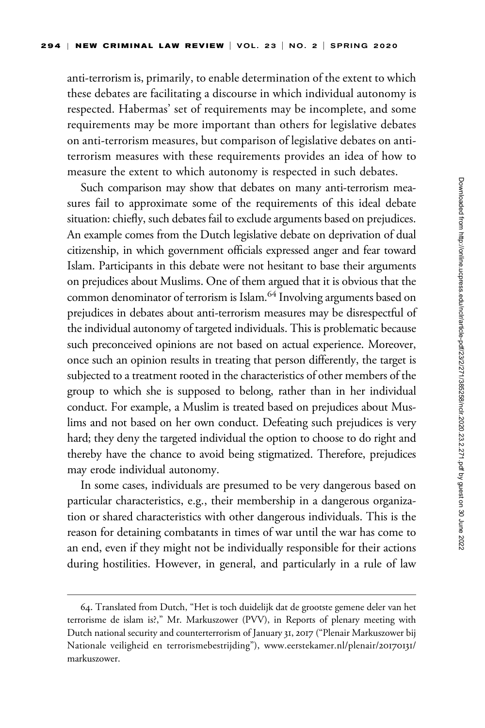anti-terrorism is, primarily, to enable determination of the extent to which these debates are facilitating a discourse in which individual autonomy is respected. Habermas' set of requirements may be incomplete, and some requirements may be more important than others for legislative debates on anti-terrorism measures, but comparison of legislative debates on anti-terrorism measures with these requirements provides an idea of how to measure the extent to which autonomy is respected in such debates.

Such comparison may show that debates on many anti-terrorism measures fail to approximate some of the requirements of this ideal debate situation: chiefly, such debates fail to exclude arguments based on prejudices. An example comes from the Dutch legislative debate on deprivation of dual citizenship, in which government officials expressed anger and fear toward Islam. Participants in this debate were not hesitant to base their arguments on prejudices about Muslims. One of them argued that it is obvious that the common denominator of terrorism is Islam.[64] Involving arguments based on prejudices in debates about anti-terrorism measures may be disrespectful of the individual autonomy of targeted individuals. This is problematic because such preconceived opinions are not based on actual experience. Moreover, once such an opinion results in treating that person differently, the target is subjected to a treatment rooted in the characteristics of other members of the group to which she is supposed to belong, rather than in her individual conduct. For example, a Muslim is treated based on prejudices about Muslims and not based on her own conduct. Defeating such prejudices is very hard; they deny the targeted individual the option to choose to do right and thereby have the chance to avoid being stigmatized. Therefore, prejudices may erode individual autonomy.

In some cases, individuals are presumed to be very dangerous based on particular characteristics, e.g., their membership in a dangerous organization or shared characteristics with other dangerous individuals. This is the reason for detaining combatants in times of war until the war has come to an end, even if they might not be individually responsible for their actions during hostilities. However, in general, and particularly in a rule of law

64. Translated from Dutch, "Het is toch duidelijk dat de grootste gemene deler van het terrorisme de islam is?," Mr. Markuszower (PVV), in Reports of plenary meeting with Dutch national security and counterterrorism of January 31, 2017 ("Plenair Markuszower bij Nationale veiligheid en terrorismebestrijding"), www.eerstekamer.nl/plenair/20170131/markuszower.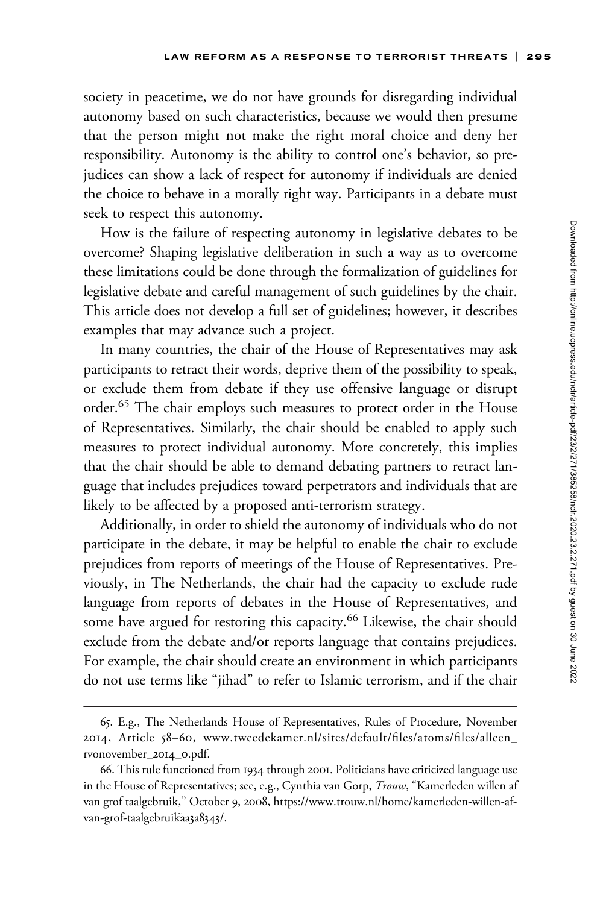society in peacetime, we do not have grounds for disregarding individual autonomy based on such characteristics, because we would then presume that the person might not make the right moral choice and deny her responsibility. Autonomy is the ability to control one's behavior, so prejudices can show a lack of respect for autonomy if individuals are denied the choice to behave in a morally right way. Participants in a debate must seek to respect this autonomy.

How is the failure of respecting autonomy in legislative debates to be overcome? Shaping legislative deliberation in such a way as to overcome these limitations could be done through the formalization of guidelines for legislative debate and careful management of such guidelines by the chair. This article does not develop a full set of guidelines; however, it describes examples that may advance such a project.

In many countries, the chair of the House of Representatives may ask participants to retract their words, deprive them of the possibility to speak, or exclude them from debate if they use offensive language or disrupt order.[65] The chair employs such measures to protect order in the House of Representatives. Similarly, the chair should be enabled to apply such measures to protect individual autonomy. More concretely, this implies that the chair should be able to demand debating partners to retract language that includes prejudices toward perpetrators and individuals that are likely to be affected by a proposed anti-terrorism strategy.

Additionally, in order to shield the autonomy of individuals who do not participate in the debate, it may be helpful to enable the chair to exclude prejudices from reports of meetings of the House of Representatives. Previously, in The Netherlands, the chair had the capacity to exclude rude language from reports of debates in the House of Representatives, and some have argued for restoring this capacity.[66] Likewise, the chair should exclude from the debate and/or reports language that contains prejudices. For example, the chair should create an environment in which participants do not use terms like "jihad" to refer to Islamic terrorism, and if the chair

---

65. E.g., The Netherlands House of Representatives, Rules of Procedure, November 2014, Article 58–60, www.tweedekamer.nl/sites/default/files/atoms/files/alleen_rvonovember_2014_0.pdf.

66. This rule functioned from 1934 through 2001. Politicians have criticized language use in the House of Representatives; see, e.g., Cynthia van Gorp, *Trouw*, "Kamerleden willen af van grof taalgebruik," October 9, 2008, https://www.trouw.nl/home/kamerleden-willen-af-van-grof-taalgebruik~aa3a8343/.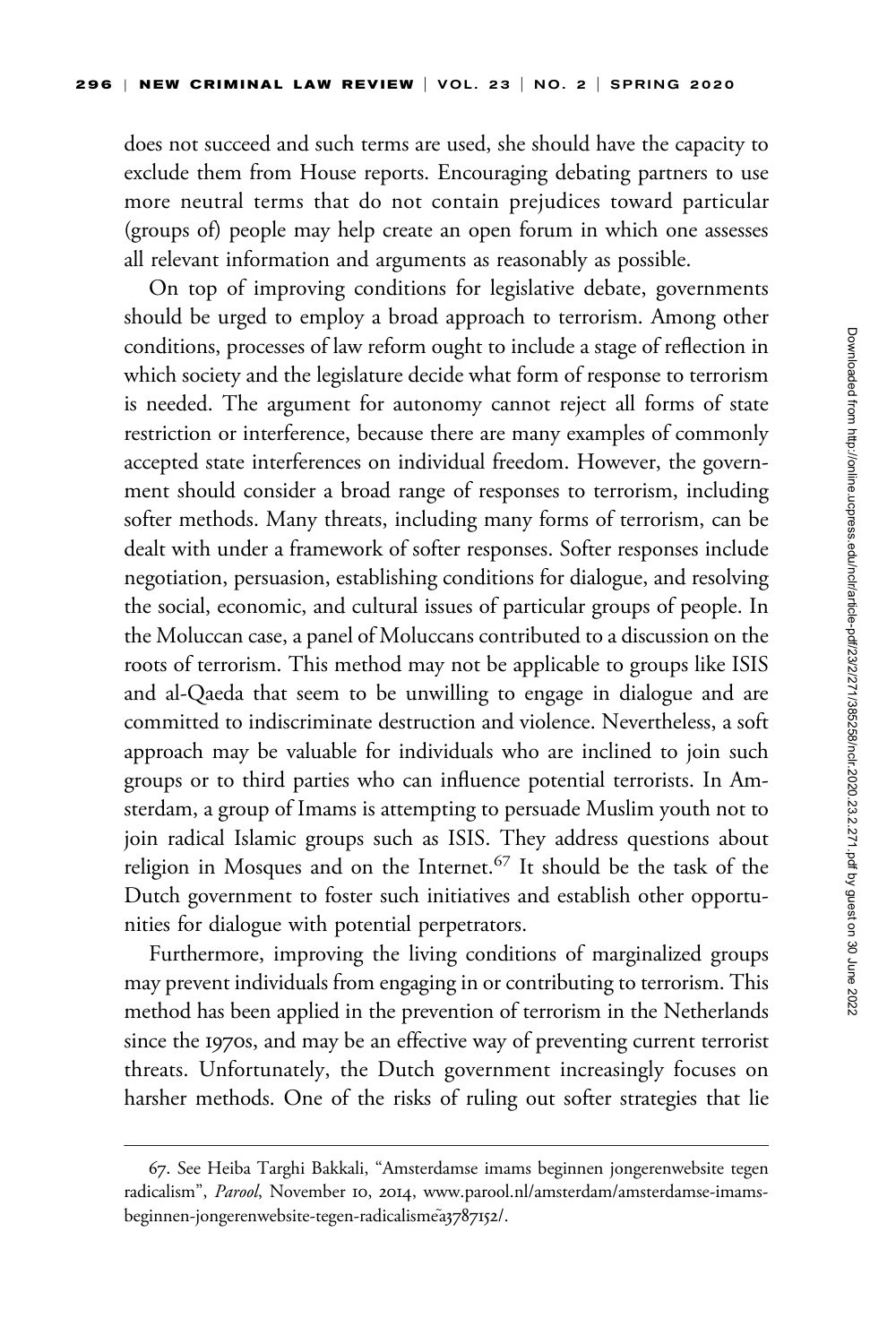does not succeed and such terms are used, she should have the capacity to exclude them from House reports. Encouraging debating partners to use more neutral terms that do not contain prejudices toward particular (groups of) people may help create an open forum in which one assesses all relevant information and arguments as reasonably as possible.

On top of improving conditions for legislative debate, governments should be urged to employ a broad approach to terrorism. Among other conditions, processes of law reform ought to include a stage of reflection in which society and the legislature decide what form of response to terrorism is needed. The argument for autonomy cannot reject all forms of state restriction or interference, because there are many examples of commonly accepted state interferences on individual freedom. However, the government should consider a broad range of responses to terrorism, including softer methods. Many threats, including many forms of terrorism, can be dealt with under a framework of softer responses. Softer responses include negotiation, persuasion, establishing conditions for dialogue, and resolving the social, economic, and cultural issues of particular groups of people. In the Moluccan case, a panel of Moluccans contributed to a discussion on the roots of terrorism. This method may not be applicable to groups like ISIS and al-Qaeda that seem to be unwilling to engage in dialogue and are committed to indiscriminate destruction and violence. Nevertheless, a soft approach may be valuable for individuals who are inclined to join such groups or to third parties who can influence potential terrorists. In Amsterdam, a group of Imams is attempting to persuade Muslim youth not to join radical Islamic groups such as ISIS. They address questions about religion in Mosques and on the Internet.[67] It should be the task of the Dutch government to foster such initiatives and establish other opportunities for dialogue with potential perpetrators.

Furthermore, improving the living conditions of marginalized groups may prevent individuals from engaging in or contributing to terrorism. This method has been applied in the prevention of terrorism in the Netherlands since the 1970s, and may be an effective way of preventing current terrorist threats. Unfortunately, the Dutch government increasingly focuses on harsher methods. One of the risks of ruling out softer strategies that lie

67. See Heiba Targhi Bakkali, "Amsterdamse imams beginnen jongerenwebsite tegen radicalism", *Parool*, November 10, 2014, www.parool.nl/amsterdam/amsterdamse-imams-beginnen-jongerenwebsite-tegen-radicalismẽa3787152/.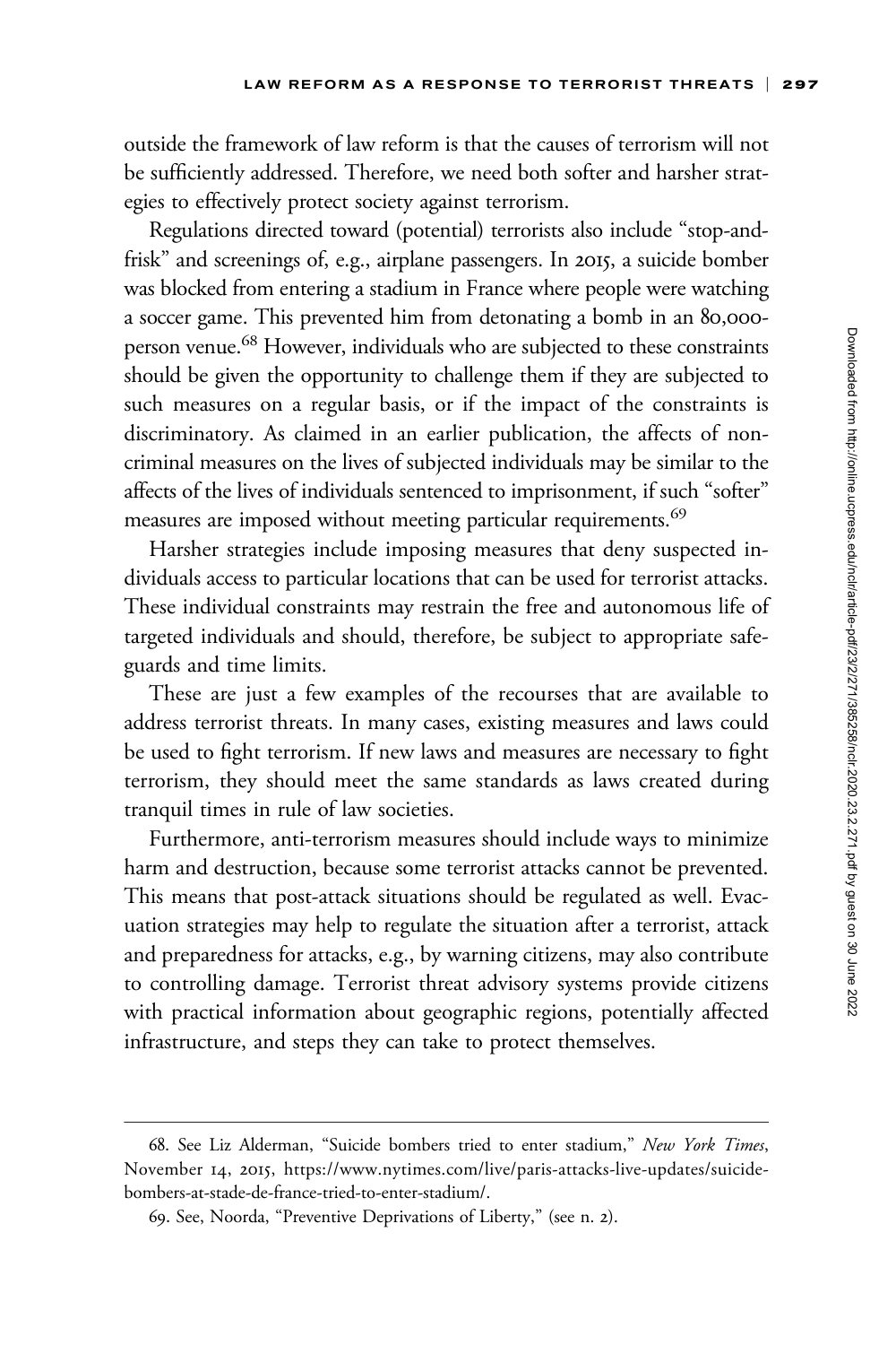outside the framework of law reform is that the causes of terrorism will not be sufficiently addressed. Therefore, we need both softer and harsher strategies to effectively protect society against terrorism.

Regulations directed toward (potential) terrorists also include "stop-and-frisk" and screenings of, e.g., airplane passengers. In 2015, a suicide bomber was blocked from entering a stadium in France where people were watching a soccer game. This prevented him from detonating a bomb in an 80,000-person venue.[68] However, individuals who are subjected to these constraints should be given the opportunity to challenge them if they are subjected to such measures on a regular basis, or if the impact of the constraints is discriminatory. As claimed in an earlier publication, the affects of non-criminal measures on the lives of subjected individuals may be similar to the affects of the lives of individuals sentenced to imprisonment, if such "softer" measures are imposed without meeting particular requirements.[69]

Harsher strategies include imposing measures that deny suspected individuals access to particular locations that can be used for terrorist attacks. These individual constraints may restrain the free and autonomous life of targeted individuals and should, therefore, be subject to appropriate safeguards and time limits.

These are just a few examples of the recourses that are available to address terrorist threats. In many cases, existing measures and laws could be used to fight terrorism. If new laws and measures are necessary to fight terrorism, they should meet the same standards as laws created during tranquil times in rule of law societies.

Furthermore, anti-terrorism measures should include ways to minimize harm and destruction, because some terrorist attacks cannot be prevented. This means that post-attack situations should be regulated as well. Evacuation strategies may help to regulate the situation after a terrorist, attack and preparedness for attacks, e.g., by warning citizens, may also contribute to controlling damage. Terrorist threat advisory systems provide citizens with practical information about geographic regions, potentially affected infrastructure, and steps they can take to protect themselves.

---

68. See Liz Alderman, "Suicide bombers tried to enter stadium," *New York Times*, November 14, 2015, https://www.nytimes.com/live/paris-attacks-live-updates/suicide-bombers-at-stade-de-france-tried-to-enter-stadium/.

69. See, Noorda, "Preventive Deprivations of Liberty," (see n. 2).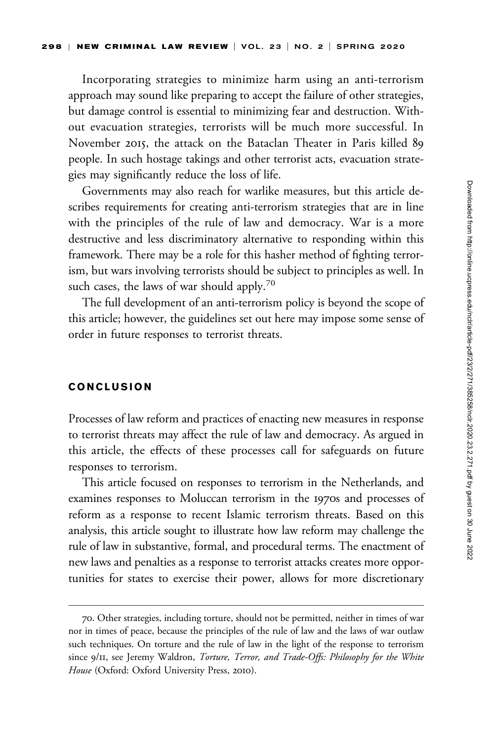Incorporating strategies to minimize harm using an anti-terrorism approach may sound like preparing to accept the failure of other strategies, but damage control is essential to minimizing fear and destruction. Without evacuation strategies, terrorists will be much more successful. In November 2015, the attack on the Bataclan Theater in Paris killed 89 people. In such hostage takings and other terrorist acts, evacuation strategies may significantly reduce the loss of life.

Governments may also reach for warlike measures, but this article describes requirements for creating anti-terrorism strategies that are in line with the principles of the rule of law and democracy. War is a more destructive and less discriminatory alternative to responding within this framework. There may be a role for this hasher method of fighting terrorism, but wars involving terrorists should be subject to principles as well. In such cases, the laws of war should apply.[70]

The full development of an anti-terrorism policy is beyond the scope of this article; however, the guidelines set out here may impose some sense of order in future responses to terrorist threats.

## CONCLUSION

Processes of law reform and practices of enacting new measures in response to terrorist threats may affect the rule of law and democracy. As argued in this article, the effects of these processes call for safeguards on future responses to terrorism.

This article focused on responses to terrorism in the Netherlands, and examines responses to Moluccan terrorism in the 1970s and processes of reform as a response to recent Islamic terrorism threats. Based on this analysis, this article sought to illustrate how law reform may challenge the rule of law in substantive, formal, and procedural terms. The enactment of new laws and penalties as a response to terrorist attacks creates more opportunities for states to exercise their power, allows for more discretionary

---

70. Other strategies, including torture, should not be permitted, neither in times of war nor in times of peace, because the principles of the rule of law and the laws of war outlaw such techniques. On torture and the rule of law in the light of the response to terrorism since 9/11, see Jeremy Waldron, *Torture, Terror, and Trade-Offs: Philosophy for the White House* (Oxford: Oxford University Press, 2010).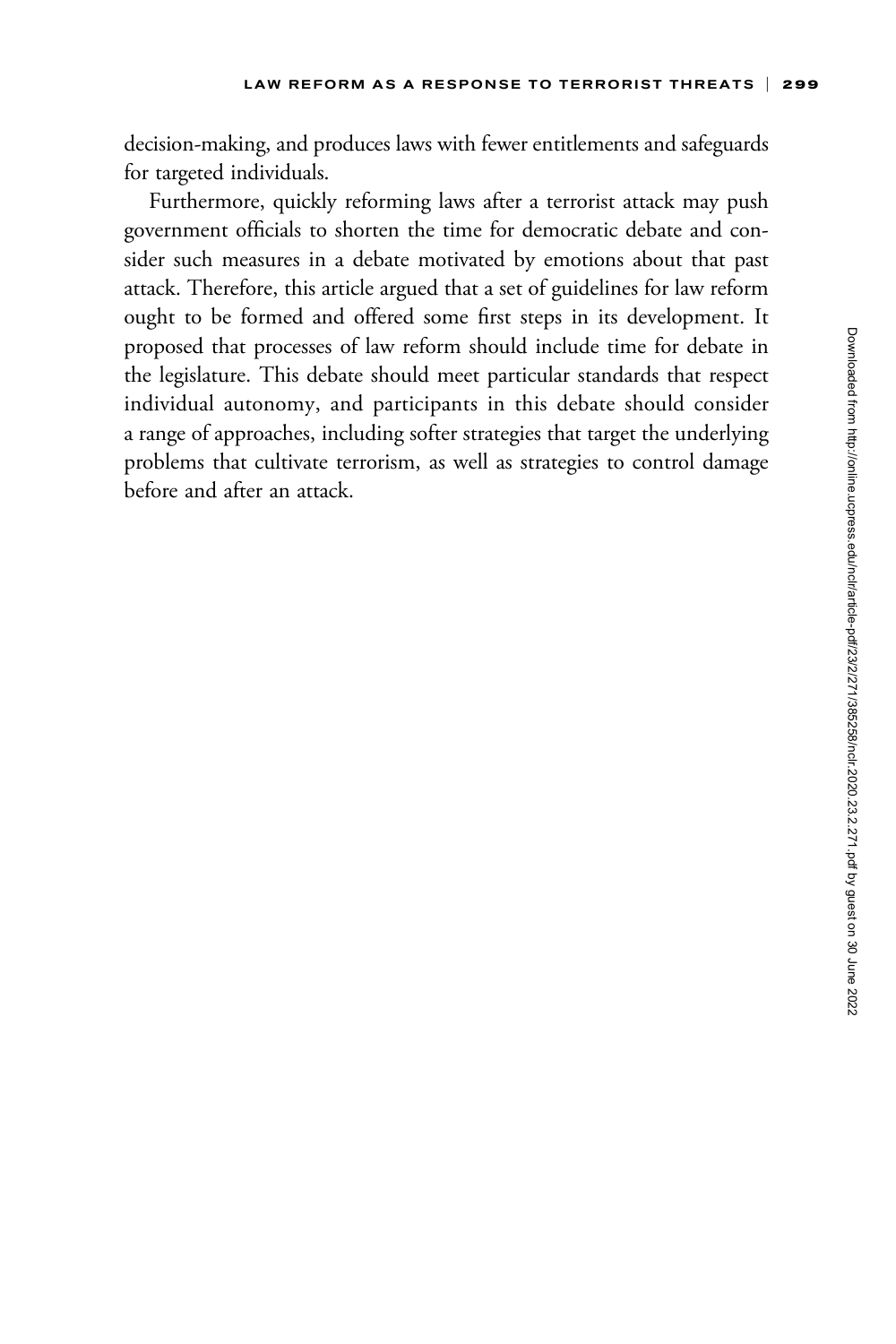decision-making, and produces laws with fewer entitlements and safeguards for targeted individuals.

Furthermore, quickly reforming laws after a terrorist attack may push government officials to shorten the time for democratic debate and consider such measures in a debate motivated by emotions about that past attack. Therefore, this article argued that a set of guidelines for law reform ought to be formed and offered some first steps in its development. It proposed that processes of law reform should include time for debate in the legislature. This debate should meet particular standards that respect individual autonomy, and participants in this debate should consider a range of approaches, including softer strategies that target the underlying problems that cultivate terrorism, as well as strategies to control damage before and after an attack.